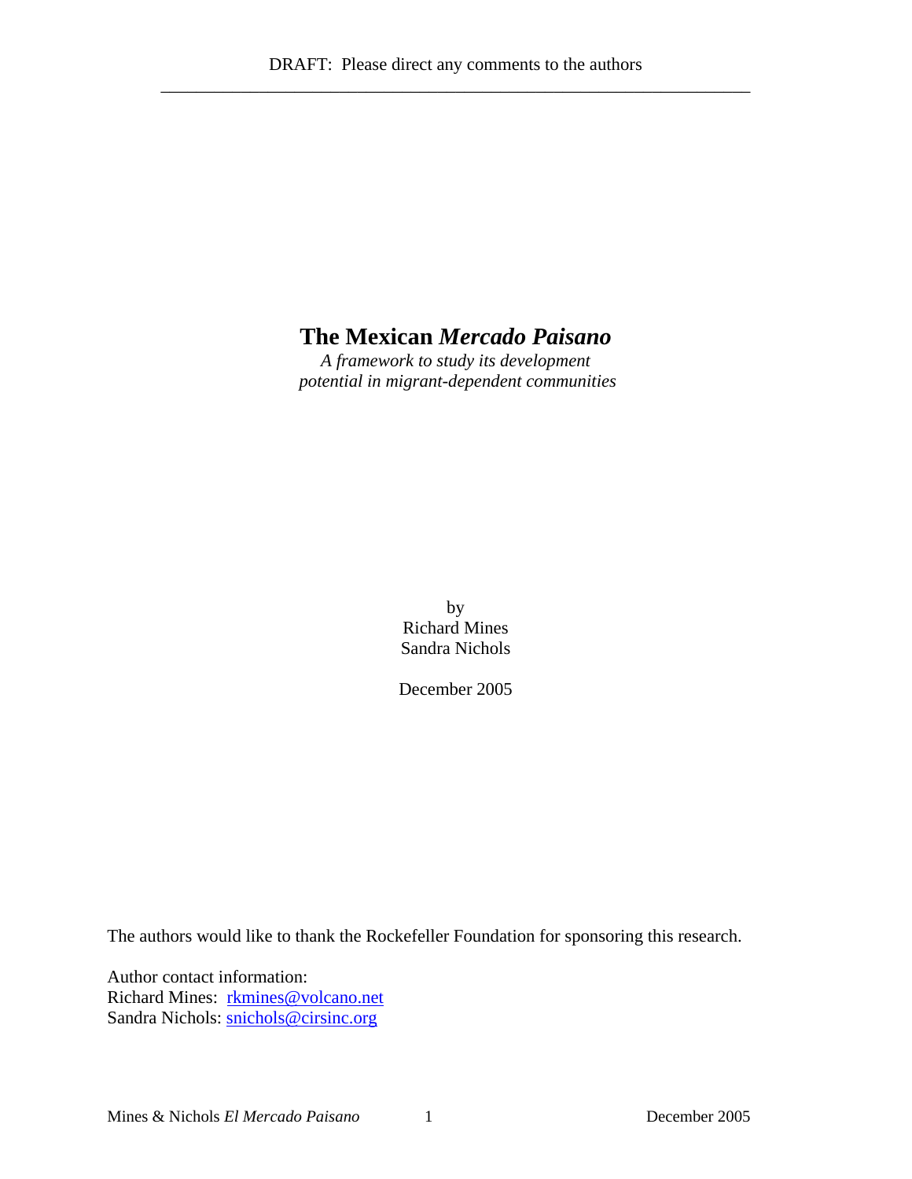DRAFT: Please direct any comments to the authors

# The Mexican *Mercado Paisano*

*A framework to study its development potential in migrant-dependent communities*

by
Richard Mines
Sandra Nichols

December 2005

The authors would like to thank the Rockefeller Foundation for sponsoring this research.

Author contact information:
Richard Mines: rkmines@volcano.net
Sandra Nichols: snichols@cirsinc.org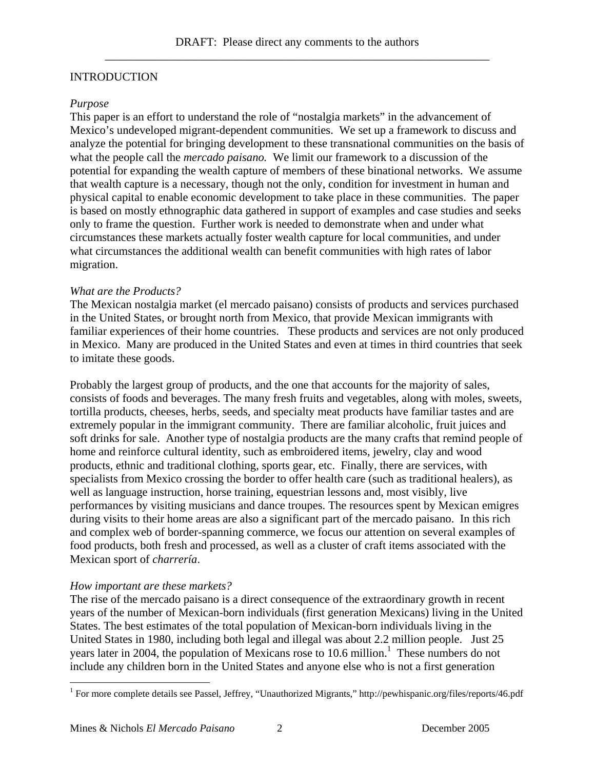## INTRODUCTION

### *Purpose*

This paper is an effort to understand the role of "nostalgia markets" in the advancement of Mexico's undeveloped migrant-dependent communities. We set up a framework to discuss and analyze the potential for bringing development to these transnational communities on the basis of what the people call the *mercado paisano.* We limit our framework to a discussion of the potential for expanding the wealth capture of members of these binational networks. We assume that wealth capture is a necessary, though not the only, condition for investment in human and physical capital to enable economic development to take place in these communities. The paper is based on mostly ethnographic data gathered in support of examples and case studies and seeks only to frame the question. Further work is needed to demonstrate when and under what circumstances these markets actually foster wealth capture for local communities, and under what circumstances the additional wealth can benefit communities with high rates of labor migration.

### *What are the Products?*

The Mexican nostalgia market (el mercado paisano) consists of products and services purchased in the United States, or brought north from Mexico, that provide Mexican immigrants with familiar experiences of their home countries. These products and services are not only produced in Mexico. Many are produced in the United States and even at times in third countries that seek to imitate these goods.

Probably the largest group of products, and the one that accounts for the majority of sales, consists of foods and beverages. The many fresh fruits and vegetables, along with moles, sweets, tortilla products, cheeses, herbs, seeds, and specialty meat products have familiar tastes and are extremely popular in the immigrant community. There are familiar alcoholic, fruit juices and soft drinks for sale. Another type of nostalgia products are the many crafts that remind people of home and reinforce cultural identity, such as embroidered items, jewelry, clay and wood products, ethnic and traditional clothing, sports gear, etc. Finally, there are services, with specialists from Mexico crossing the border to offer health care (such as traditional healers), as well as language instruction, horse training, equestrian lessons and, most visibly, live performances by visiting musicians and dance troupes. The resources spent by Mexican emigres during visits to their home areas are also a significant part of the mercado paisano. In this rich and complex web of border-spanning commerce, we focus our attention on several examples of food products, both fresh and processed, as well as a cluster of craft items associated with the Mexican sport of *charrería*.

### *How important are these markets?*

The rise of the mercado paisano is a direct consequence of the extraordinary growth in recent years of the number of Mexican-born individuals (first generation Mexicans) living in the United States. The best estimates of the total population of Mexican-born individuals living in the United States in 1980, including both legal and illegal was about 2.2 million people. Just 25 years later in 2004, the population of Mexicans rose to 10.6 million.[1] These numbers do not include any children born in the United States and anyone else who is not a first generation

[1] For more complete details see Passel, Jeffrey, "Unauthorized Migrants," http://pewhispanic.org/files/reports/46.pdf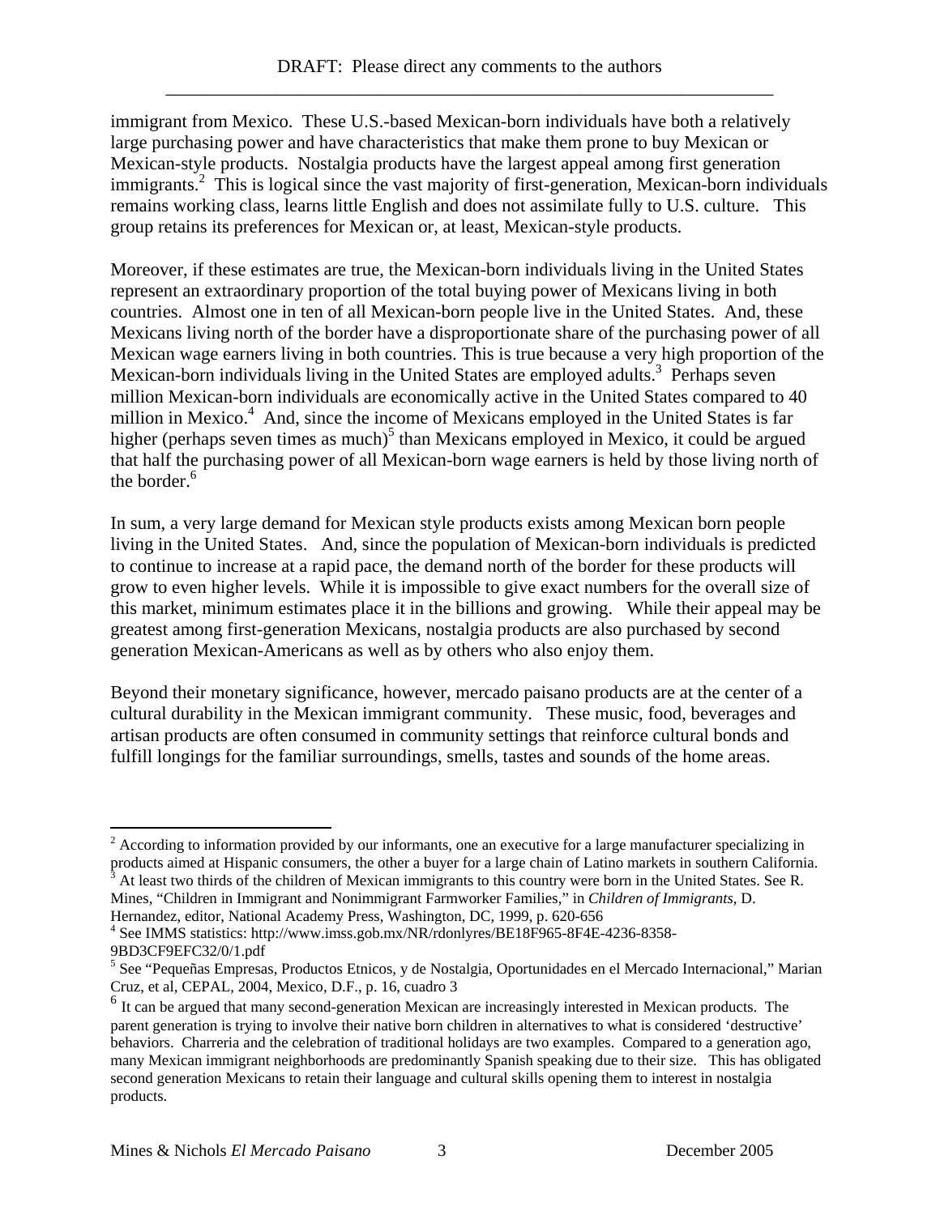immigrant from Mexico. These U.S.-based Mexican-born individuals have both a relatively large purchasing power and have characteristics that make them prone to buy Mexican or Mexican-style products. Nostalgia products have the largest appeal among first generation immigrants.[2] This is logical since the vast majority of first-generation, Mexican-born individuals remains working class, learns little English and does not assimilate fully to U.S. culture. This group retains its preferences for Mexican or, at least, Mexican-style products.

Moreover, if these estimates are true, the Mexican-born individuals living in the United States represent an extraordinary proportion of the total buying power of Mexicans living in both countries. Almost one in ten of all Mexican-born people live in the United States. And, these Mexicans living north of the border have a disproportionate share of the purchasing power of all Mexican wage earners living in both countries. This is true because a very high proportion of the Mexican-born individuals living in the United States are employed adults.[3] Perhaps seven million Mexican-born individuals are economically active in the United States compared to 40 million in Mexico.[4] And, since the income of Mexicans employed in the United States is far higher (perhaps seven times as much)[5] than Mexicans employed in Mexico, it could be argued that half the purchasing power of all Mexican-born wage earners is held by those living north of the border.[6]

In sum, a very large demand for Mexican style products exists among Mexican born people living in the United States. And, since the population of Mexican-born individuals is predicted to continue to increase at a rapid pace, the demand north of the border for these products will grow to even higher levels. While it is impossible to give exact numbers for the overall size of this market, minimum estimates place it in the billions and growing. While their appeal may be greatest among first-generation Mexicans, nostalgia products are also purchased by second generation Mexican-Americans as well as by others who also enjoy them.

Beyond their monetary significance, however, mercado paisano products are at the center of a cultural durability in the Mexican immigrant community. These music, food, beverages and artisan products are often consumed in community settings that reinforce cultural bonds and fulfill longings for the familiar surroundings, smells, tastes and sounds of the home areas.

---

[2] According to information provided by our informants, one an executive for a large manufacturer specializing in products aimed at Hispanic consumers, the other a buyer for a large chain of Latino markets in southern California.

[3] At least two thirds of the children of Mexican immigrants to this country were born in the United States. See R. Mines, "Children in Immigrant and Nonimmigrant Farmworker Families," in *Children of Immigrants*, D. Hernandez, editor, National Academy Press, Washington, DC, 1999, p. 620-656

[4] See IMMS statistics: http://www.imss.gob.mx/NR/rdonlyres/BE18F965-8F4E-4236-8358-9BD3CF9EFC32/0/1.pdf

[5] See "Pequeñas Empresas, Productos Etnicos, y de Nostalgia, Oportunidades en el Mercado Internacional," Marian Cruz, et al, CEPAL, 2004, Mexico, D.F., p. 16, cuadro 3

[6] It can be argued that many second-generation Mexican are increasingly interested in Mexican products. The parent generation is trying to involve their native born children in alternatives to what is considered 'destructive' behaviors. Charreria and the celebration of traditional holidays are two examples. Compared to a generation ago, many Mexican immigrant neighborhoods are predominantly Spanish speaking due to their size. This has obligated second generation Mexicans to retain their language and cultural skills opening them to interest in nostalgia products.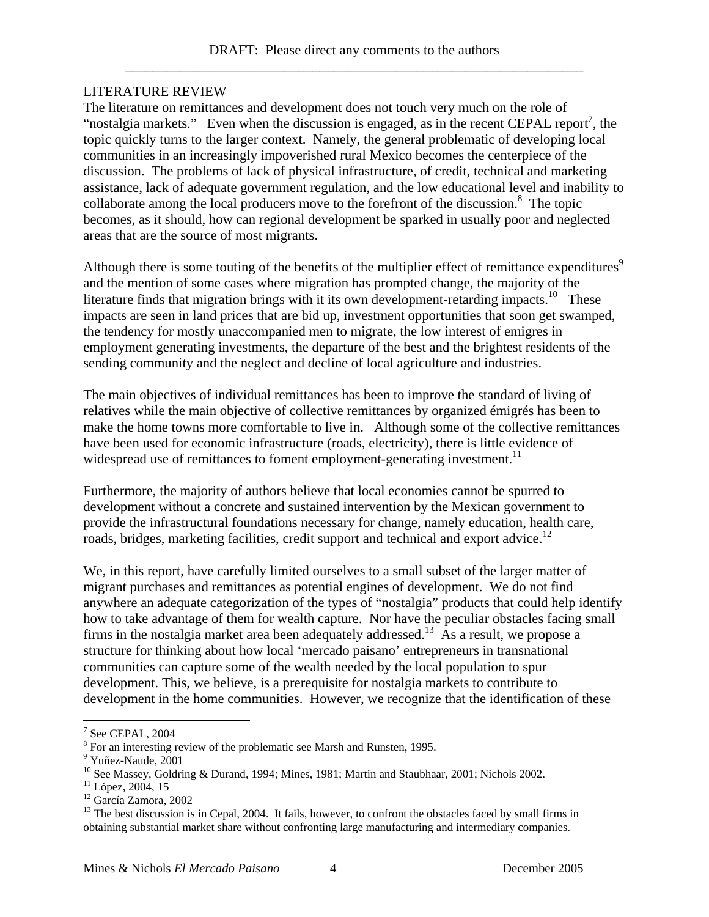## LITERATURE REVIEW

The literature on remittances and development does not touch very much on the role of "nostalgia markets." Even when the discussion is engaged, as in the recent CEPAL report[7], the topic quickly turns to the larger context. Namely, the general problematic of developing local communities in an increasingly impoverished rural Mexico becomes the centerpiece of the discussion. The problems of lack of physical infrastructure, of credit, technical and marketing assistance, lack of adequate government regulation, and the low educational level and inability to collaborate among the local producers move to the forefront of the discussion.[8] The topic becomes, as it should, how can regional development be sparked in usually poor and neglected areas that are the source of most migrants.

Although there is some touting of the benefits of the multiplier effect of remittance expenditures[9] and the mention of some cases where migration has prompted change, the majority of the literature finds that migration brings with it its own development-retarding impacts.[10] These impacts are seen in land prices that are bid up, investment opportunities that soon get swamped, the tendency for mostly unaccompanied men to migrate, the low interest of emigres in employment generating investments, the departure of the best and the brightest residents of the sending community and the neglect and decline of local agriculture and industries.

The main objectives of individual remittances has been to improve the standard of living of relatives while the main objective of collective remittances by organized émigrés has been to make the home towns more comfortable to live in. Although some of the collective remittances have been used for economic infrastructure (roads, electricity), there is little evidence of widespread use of remittances to foment employment-generating investment.[11]

Furthermore, the majority of authors believe that local economies cannot be spurred to development without a concrete and sustained intervention by the Mexican government to provide the infrastructural foundations necessary for change, namely education, health care, roads, bridges, marketing facilities, credit support and technical and export advice.[12]

We, in this report, have carefully limited ourselves to a small subset of the larger matter of migrant purchases and remittances as potential engines of development. We do not find anywhere an adequate categorization of the types of "nostalgia" products that could help identify how to take advantage of them for wealth capture. Nor have the peculiar obstacles facing small firms in the nostalgia market area been adequately addressed.[13] As a result, we propose a structure for thinking about how local 'mercado paisano' entrepreneurs in transnational communities can capture some of the wealth needed by the local population to spur development. This, we believe, is a prerequisite for nostalgia markets to contribute to development in the home communities. However, we recognize that the identification of these

---

[7] See CEPAL, 2004

[8] For an interesting review of the problematic see Marsh and Runsten, 1995.

[9] Yuñez-Naude, 2001

[10] See Massey, Goldring & Durand, 1994; Mines, 1981; Martin and Staubhaar, 2001; Nichols 2002.

[11] López, 2004, 15

[12] García Zamora, 2002

[13] The best discussion is in Cepal, 2004. It fails, however, to confront the obstacles faced by small firms in obtaining substantial market share without confronting large manufacturing and intermediary companies.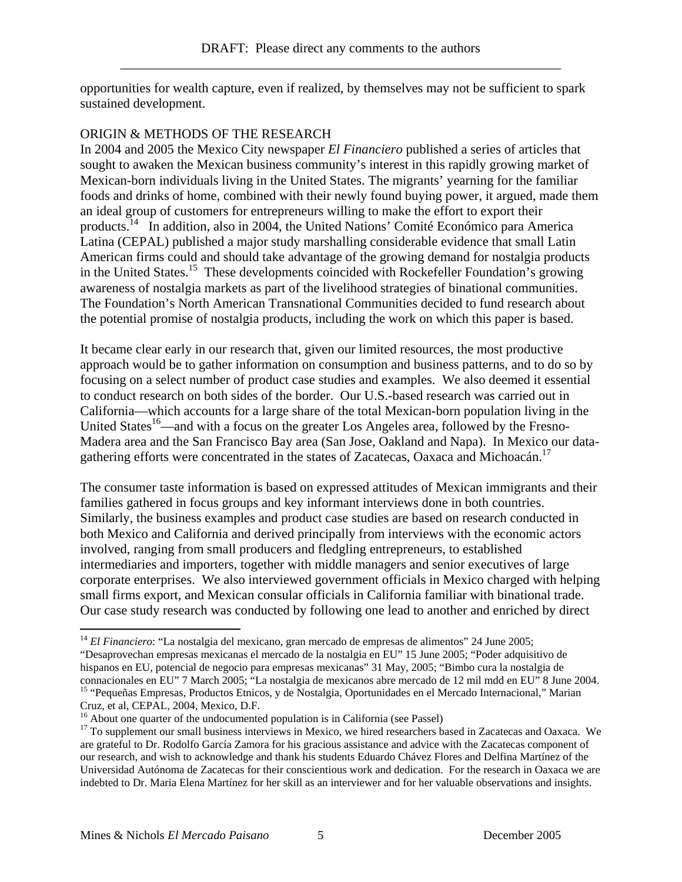opportunities for wealth capture, even if realized, by themselves may not be sufficient to spark sustained development.

## ORIGIN & METHODS OF THE RESEARCH

In 2004 and 2005 the Mexico City newspaper *El Financiero* published a series of articles that sought to awaken the Mexican business community's interest in this rapidly growing market of Mexican-born individuals living in the United States. The migrants' yearning for the familiar foods and drinks of home, combined with their newly found buying power, it argued, made them an ideal group of customers for entrepreneurs willing to make the effort to export their products.[14] In addition, also in 2004, the United Nations' Comité Económico para America Latina (CEPAL) published a major study marshalling considerable evidence that small Latin American firms could and should take advantage of the growing demand for nostalgia products in the United States.[15] These developments coincided with Rockefeller Foundation's growing awareness of nostalgia markets as part of the livelihood strategies of binational communities. The Foundation's North American Transnational Communities decided to fund research about the potential promise of nostalgia products, including the work on which this paper is based.

It became clear early in our research that, given our limited resources, the most productive approach would be to gather information on consumption and business patterns, and to do so by focusing on a select number of product case studies and examples. We also deemed it essential to conduct research on both sides of the border. Our U.S.-based research was carried out in California—which accounts for a large share of the total Mexican-born population living in the United States[16]—and with a focus on the greater Los Angeles area, followed by the Fresno-Madera area and the San Francisco Bay area (San Jose, Oakland and Napa). In Mexico our data-gathering efforts were concentrated in the states of Zacatecas, Oaxaca and Michoacán.[17]

The consumer taste information is based on expressed attitudes of Mexican immigrants and their families gathered in focus groups and key informant interviews done in both countries. Similarly, the business examples and product case studies are based on research conducted in both Mexico and California and derived principally from interviews with the economic actors involved, ranging from small producers and fledgling entrepreneurs, to established intermediaries and importers, together with middle managers and senior executives of large corporate enterprises. We also interviewed government officials in Mexico charged with helping small firms export, and Mexican consular officials in California familiar with binational trade. Our case study research was conducted by following one lead to another and enriched by direct

---

[14] *El Financiero*: "La nostalgia del mexicano, gran mercado de empresas de alimentos" 24 June 2005; "Desaprovechan empresas mexicanas el mercado de la nostalgia en EU" 15 June 2005; "Poder adquisitivo de hispanos en EU, potencial de negocio para empresas mexicanas" 31 May, 2005; "Bimbo cura la nostalgia de connacionales en EU" 7 March 2005; "La nostalgia de mexicanos abre mercado de 12 mil mdd en EU" 8 June 2004.

[15] "Pequeñas Empresas, Productos Etnicos, y de Nostalgia, Oportunidades en el Mercado Internacional," Marian Cruz, et al, CEPAL, 2004, Mexico, D.F.

[16] About one quarter of the undocumented population is in California (see Passel)

[17] To supplement our small business interviews in Mexico, we hired researchers based in Zacatecas and Oaxaca. We are grateful to Dr. Rodolfo García Zamora for his gracious assistance and advice with the Zacatecas component of our research, and wish to acknowledge and thank his students Eduardo Chávez Flores and Delfina Martínez of the Universidad Autónoma de Zacatecas for their conscientious work and dedication. For the research in Oaxaca we are indebted to Dr. Maria Elena Martínez for her skill as an interviewer and for her valuable observations and insights.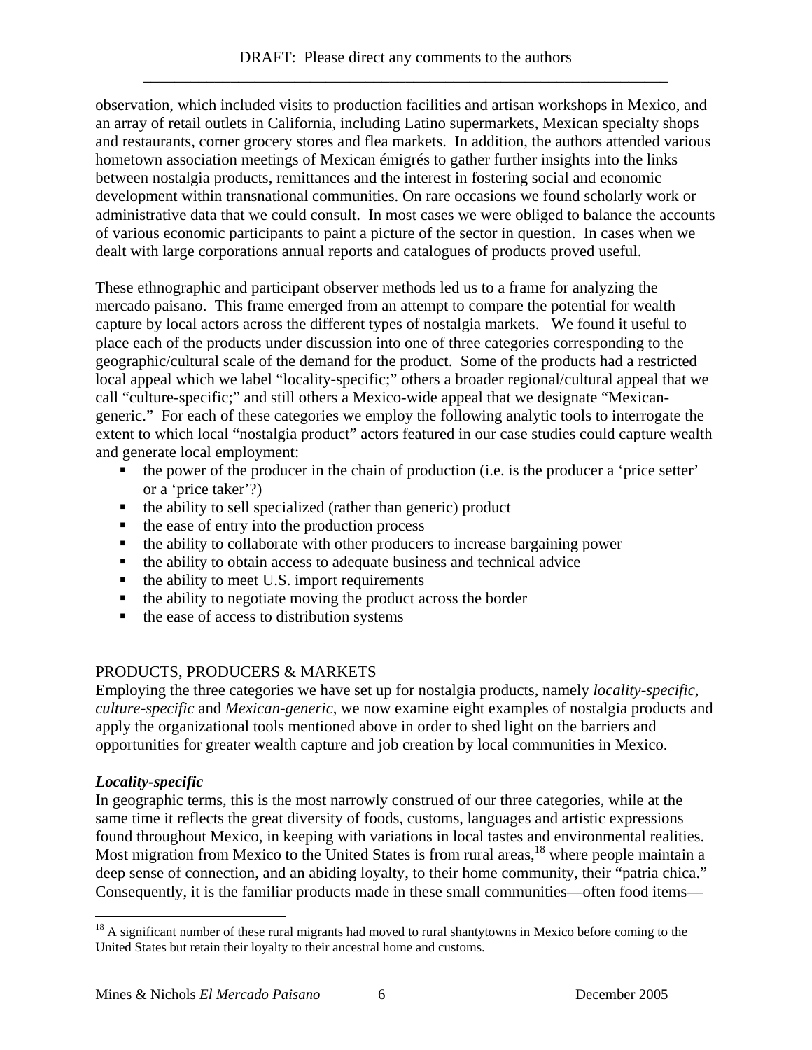observation, which included visits to production facilities and artisan workshops in Mexico, and an array of retail outlets in California, including Latino supermarkets, Mexican specialty shops and restaurants, corner grocery stores and flea markets. In addition, the authors attended various hometown association meetings of Mexican émigrés to gather further insights into the links between nostalgia products, remittances and the interest in fostering social and economic development within transnational communities. On rare occasions we found scholarly work or administrative data that we could consult. In most cases we were obliged to balance the accounts of various economic participants to paint a picture of the sector in question. In cases when we dealt with large corporations annual reports and catalogues of products proved useful.

These ethnographic and participant observer methods led us to a frame for analyzing the mercado paisano. This frame emerged from an attempt to compare the potential for wealth capture by local actors across the different types of nostalgia markets. We found it useful to place each of the products under discussion into one of three categories corresponding to the geographic/cultural scale of the demand for the product. Some of the products had a restricted local appeal which we label "locality-specific;" others a broader regional/cultural appeal that we call "culture-specific;" and still others a Mexico-wide appeal that we designate "Mexican-generic." For each of these categories we employ the following analytic tools to interrogate the extent to which local "nostalgia product" actors featured in our case studies could capture wealth and generate local employment:

- the power of the producer in the chain of production (i.e. is the producer a 'price setter' or a 'price taker'?)
- the ability to sell specialized (rather than generic) product
- the ease of entry into the production process
- the ability to collaborate with other producers to increase bargaining power
- the ability to obtain access to adequate business and technical advice
- the ability to meet U.S. import requirements
- the ability to negotiate moving the product across the border
- the ease of access to distribution systems

## PRODUCTS, PRODUCERS & MARKETS

Employing the three categories we have set up for nostalgia products, namely *locality-specific*, *culture-specific* and *Mexican-generic*, we now examine eight examples of nostalgia products and apply the organizational tools mentioned above in order to shed light on the barriers and opportunities for greater wealth capture and job creation by local communities in Mexico.

### *Locality-specific*

In geographic terms, this is the most narrowly construed of our three categories, while at the same time it reflects the great diversity of foods, customs, languages and artistic expressions found throughout Mexico, in keeping with variations in local tastes and environmental realities. Most migration from Mexico to the United States is from rural areas,[18] where people maintain a deep sense of connection, and an abiding loyalty, to their home community, their "patria chica." Consequently, it is the familiar products made in these small communities—often food items—

[18] A significant number of these rural migrants had moved to rural shantytowns in Mexico before coming to the United States but retain their loyalty to their ancestral home and customs.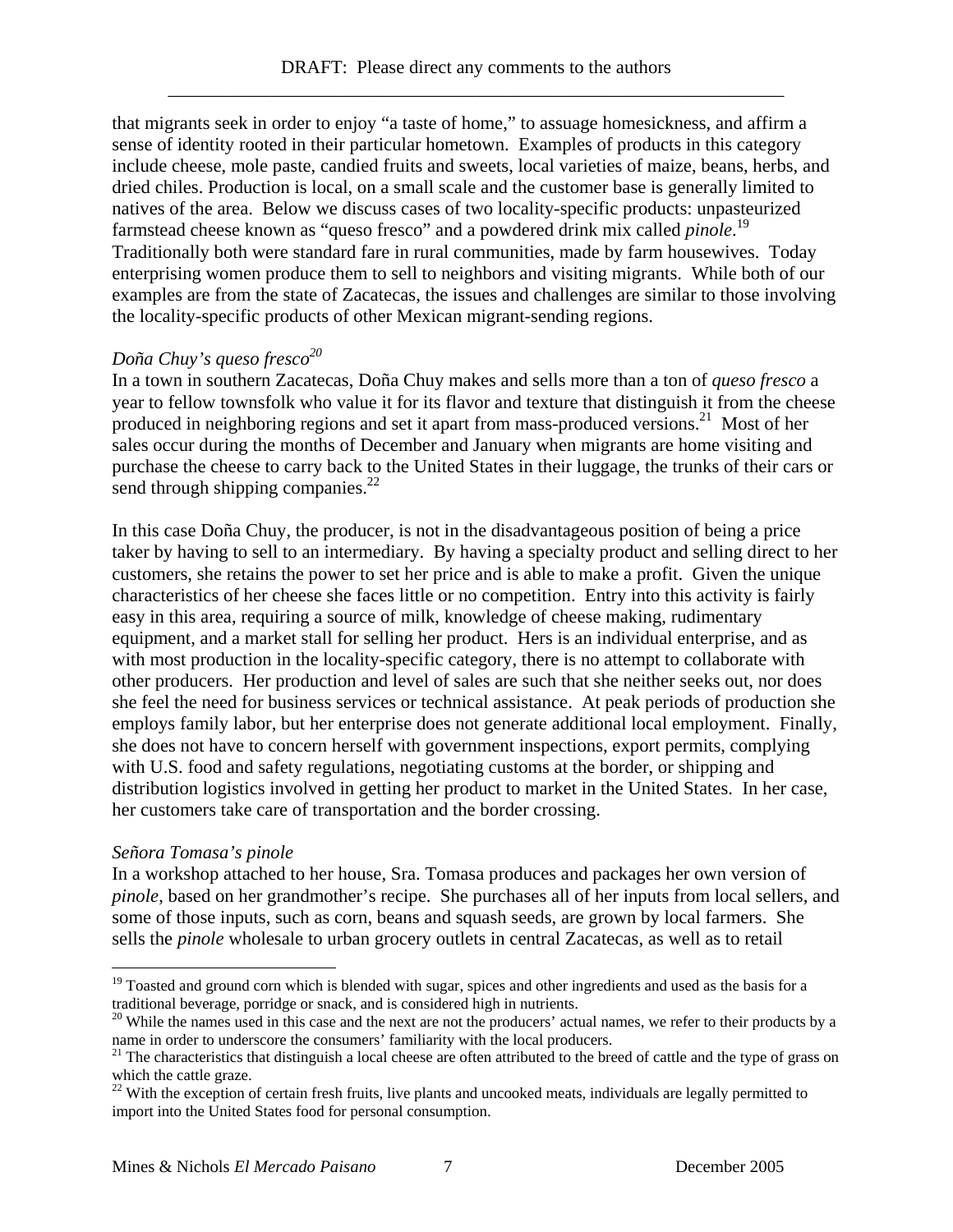that migrants seek in order to enjoy "a taste of home," to assuage homesickness, and affirm a sense of identity rooted in their particular hometown. Examples of products in this category include cheese, mole paste, candied fruits and sweets, local varieties of maize, beans, herbs, and dried chiles. Production is local, on a small scale and the customer base is generally limited to natives of the area. Below we discuss cases of two locality-specific products: unpasteurized farmstead cheese known as "queso fresco" and a powdered drink mix called *pinole*.[19] Traditionally both were standard fare in rural communities, made by farm housewives. Today enterprising women produce them to sell to neighbors and visiting migrants. While both of our examples are from the state of Zacatecas, the issues and challenges are similar to those involving the locality-specific products of other Mexican migrant-sending regions.

*Doña Chuy's queso fresco*[20]

In a town in southern Zacatecas, Doña Chuy makes and sells more than a ton of *queso fresco* a year to fellow townsfolk who value it for its flavor and texture that distinguish it from the cheese produced in neighboring regions and set it apart from mass-produced versions.[21] Most of her sales occur during the months of December and January when migrants are home visiting and purchase the cheese to carry back to the United States in their luggage, the trunks of their cars or send through shipping companies.[22]

In this case Doña Chuy, the producer, is not in the disadvantageous position of being a price taker by having to sell to an intermediary. By having a specialty product and selling direct to her customers, she retains the power to set her price and is able to make a profit. Given the unique characteristics of her cheese she faces little or no competition. Entry into this activity is fairly easy in this area, requiring a source of milk, knowledge of cheese making, rudimentary equipment, and a market stall for selling her product. Hers is an individual enterprise, and as with most production in the locality-specific category, there is no attempt to collaborate with other producers. Her production and level of sales are such that she neither seeks out, nor does she feel the need for business services or technical assistance. At peak periods of production she employs family labor, but her enterprise does not generate additional local employment. Finally, she does not have to concern herself with government inspections, export permits, complying with U.S. food and safety regulations, negotiating customs at the border, or shipping and distribution logistics involved in getting her product to market in the United States. In her case, her customers take care of transportation and the border crossing.

*Señora Tomasa's pinole*

In a workshop attached to her house, Sra. Tomasa produces and packages her own version of *pinole*, based on her grandmother's recipe. She purchases all of her inputs from local sellers, and some of those inputs, such as corn, beans and squash seeds, are grown by local farmers. She sells the *pinole* wholesale to urban grocery outlets in central Zacatecas, as well as to retail

---

[19] Toasted and ground corn which is blended with sugar, spices and other ingredients and used as the basis for a traditional beverage, porridge or snack, and is considered high in nutrients.

[20] While the names used in this case and the next are not the producers' actual names, we refer to their products by a name in order to underscore the consumers' familiarity with the local producers.

[21] The characteristics that distinguish a local cheese are often attributed to the breed of cattle and the type of grass on which the cattle graze.

[22] With the exception of certain fresh fruits, live plants and uncooked meats, individuals are legally permitted to import into the United States food for personal consumption.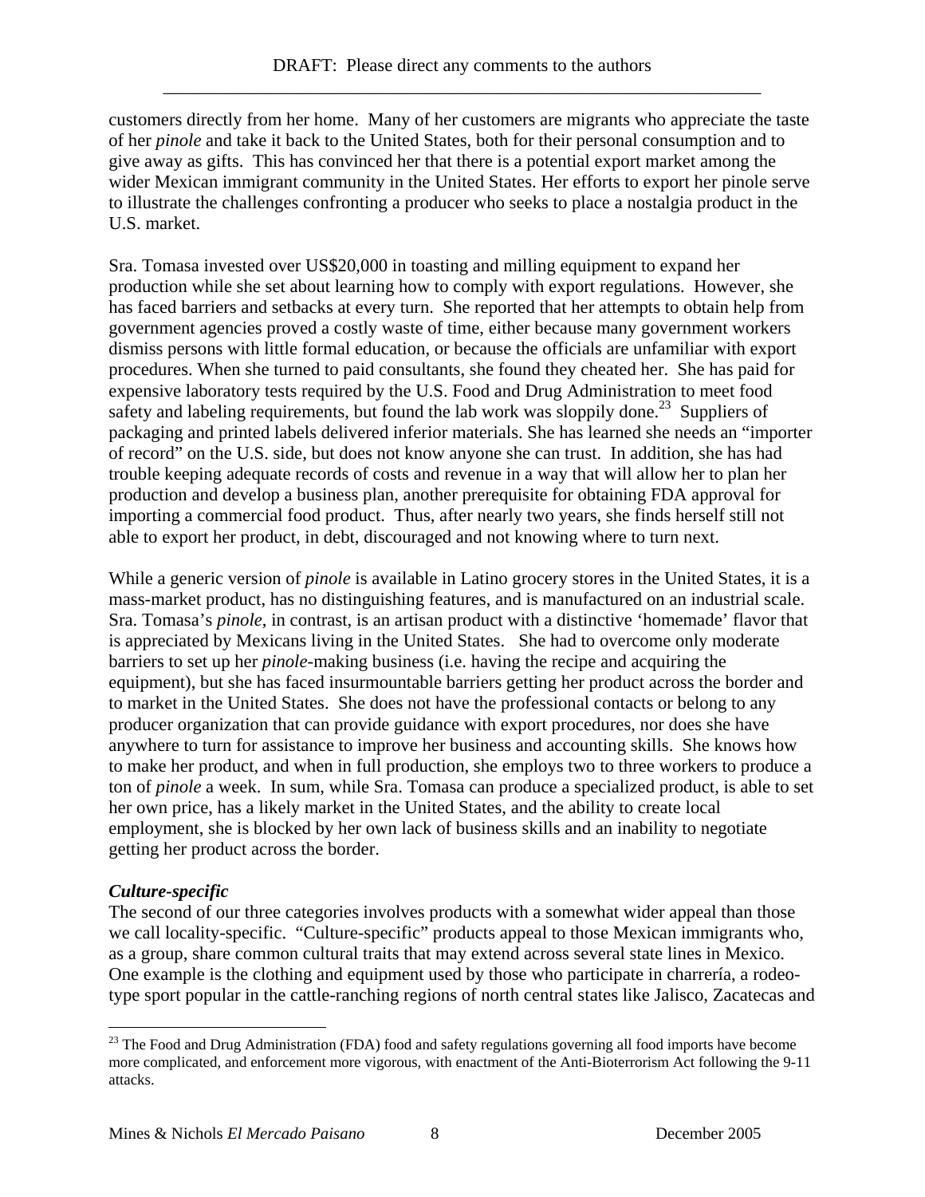customers directly from her home. Many of her customers are migrants who appreciate the taste of her *pinole* and take it back to the United States, both for their personal consumption and to give away as gifts. This has convinced her that there is a potential export market among the wider Mexican immigrant community in the United States. Her efforts to export her pinole serve to illustrate the challenges confronting a producer who seeks to place a nostalgia product in the U.S. market.

Sra. Tomasa invested over US$20,000 in toasting and milling equipment to expand her production while she set about learning how to comply with export regulations. However, she has faced barriers and setbacks at every turn. She reported that her attempts to obtain help from government agencies proved a costly waste of time, either because many government workers dismiss persons with little formal education, or because the officials are unfamiliar with export procedures. When she turned to paid consultants, she found they cheated her. She has paid for expensive laboratory tests required by the U.S. Food and Drug Administration to meet food safety and labeling requirements, but found the lab work was sloppily done.[23] Suppliers of packaging and printed labels delivered inferior materials. She has learned she needs an "importer of record" on the U.S. side, but does not know anyone she can trust. In addition, she has had trouble keeping adequate records of costs and revenue in a way that will allow her to plan her production and develop a business plan, another prerequisite for obtaining FDA approval for importing a commercial food product. Thus, after nearly two years, she finds herself still not able to export her product, in debt, discouraged and not knowing where to turn next.

While a generic version of *pinole* is available in Latino grocery stores in the United States, it is a mass-market product, has no distinguishing features, and is manufactured on an industrial scale. Sra. Tomasa's *pinole*, in contrast, is an artisan product with a distinctive 'homemade' flavor that is appreciated by Mexicans living in the United States. She had to overcome only moderate barriers to set up her *pinole*-making business (i.e. having the recipe and acquiring the equipment), but she has faced insurmountable barriers getting her product across the border and to market in the United States. She does not have the professional contacts or belong to any producer organization that can provide guidance with export procedures, nor does she have anywhere to turn for assistance to improve her business and accounting skills. She knows how to make her product, and when in full production, she employs two to three workers to produce a ton of *pinole* a week. In sum, while Sra. Tomasa can produce a specialized product, is able to set her own price, has a likely market in the United States, and the ability to create local employment, she is blocked by her own lack of business skills and an inability to negotiate getting her product across the border.

### ***Culture-specific***

The second of our three categories involves products with a somewhat wider appeal than those we call locality-specific. "Culture-specific" products appeal to those Mexican immigrants who, as a group, share common cultural traits that may extend across several state lines in Mexico. One example is the clothing and equipment used by those who participate in charrería, a rodeo-type sport popular in the cattle-ranching regions of north central states like Jalisco, Zacatecas and

---

[23] The Food and Drug Administration (FDA) food and safety regulations governing all food imports have become more complicated, and enforcement more vigorous, with enactment of the Anti-Bioterrorism Act following the 9-11 attacks.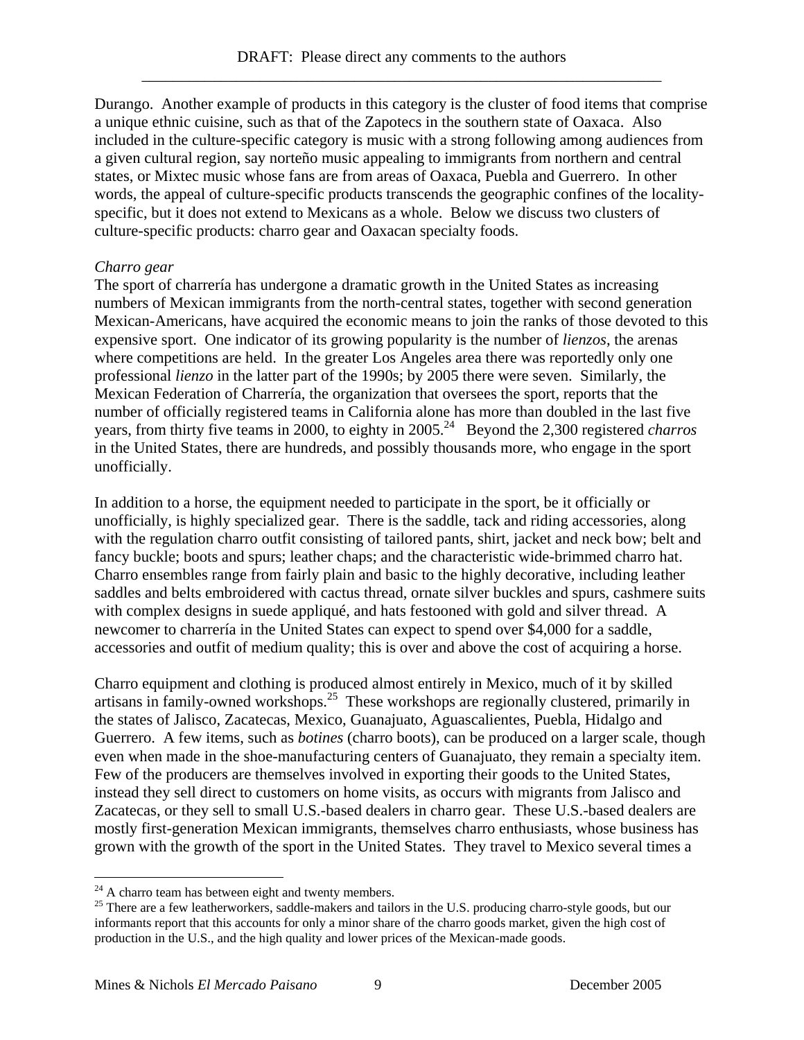Durango. Another example of products in this category is the cluster of food items that comprise a unique ethnic cuisine, such as that of the Zapotecs in the southern state of Oaxaca. Also included in the culture-specific category is music with a strong following among audiences from a given cultural region, say norteño music appealing to immigrants from northern and central states, or Mixtec music whose fans are from areas of Oaxaca, Puebla and Guerrero. In other words, the appeal of culture-specific products transcends the geographic confines of the locality-specific, but it does not extend to Mexicans as a whole. Below we discuss two clusters of culture-specific products: charro gear and Oaxacan specialty foods.

*Charro gear*

The sport of charrería has undergone a dramatic growth in the United States as increasing numbers of Mexican immigrants from the north-central states, together with second generation Mexican-Americans, have acquired the economic means to join the ranks of those devoted to this expensive sport. One indicator of its growing popularity is the number of *lienzos*, the arenas where competitions are held. In the greater Los Angeles area there was reportedly only one professional *lienzo* in the latter part of the 1990s; by 2005 there were seven. Similarly, the Mexican Federation of Charrería, the organization that oversees the sport, reports that the number of officially registered teams in California alone has more than doubled in the last five years, from thirty five teams in 2000, to eighty in 2005.[24] Beyond the 2,300 registered *charros* in the United States, there are hundreds, and possibly thousands more, who engage in the sport unofficially.

In addition to a horse, the equipment needed to participate in the sport, be it officially or unofficially, is highly specialized gear. There is the saddle, tack and riding accessories, along with the regulation charro outfit consisting of tailored pants, shirt, jacket and neck bow; belt and fancy buckle; boots and spurs; leather chaps; and the characteristic wide-brimmed charro hat. Charro ensembles range from fairly plain and basic to the highly decorative, including leather saddles and belts embroidered with cactus thread, ornate silver buckles and spurs, cashmere suits with complex designs in suede appliqué, and hats festooned with gold and silver thread. A newcomer to charrería in the United States can expect to spend over $4,000 for a saddle, accessories and outfit of medium quality; this is over and above the cost of acquiring a horse.

Charro equipment and clothing is produced almost entirely in Mexico, much of it by skilled artisans in family-owned workshops.[25] These workshops are regionally clustered, primarily in the states of Jalisco, Zacatecas, Mexico, Guanajuato, Aguascalientes, Puebla, Hidalgo and Guerrero. A few items, such as *botines* (charro boots), can be produced on a larger scale, though even when made in the shoe-manufacturing centers of Guanajuato, they remain a specialty item. Few of the producers are themselves involved in exporting their goods to the United States, instead they sell direct to customers on home visits, as occurs with migrants from Jalisco and Zacatecas, or they sell to small U.S.-based dealers in charro gear. These U.S.-based dealers are mostly first-generation Mexican immigrants, themselves charro enthusiasts, whose business has grown with the growth of the sport in the United States. They travel to Mexico several times a

---

[24] A charro team has between eight and twenty members.

[25] There are a few leatherworkers, saddle-makers and tailors in the U.S. producing charro-style goods, but our informants report that this accounts for only a minor share of the charro goods market, given the high cost of production in the U.S., and the high quality and lower prices of the Mexican-made goods.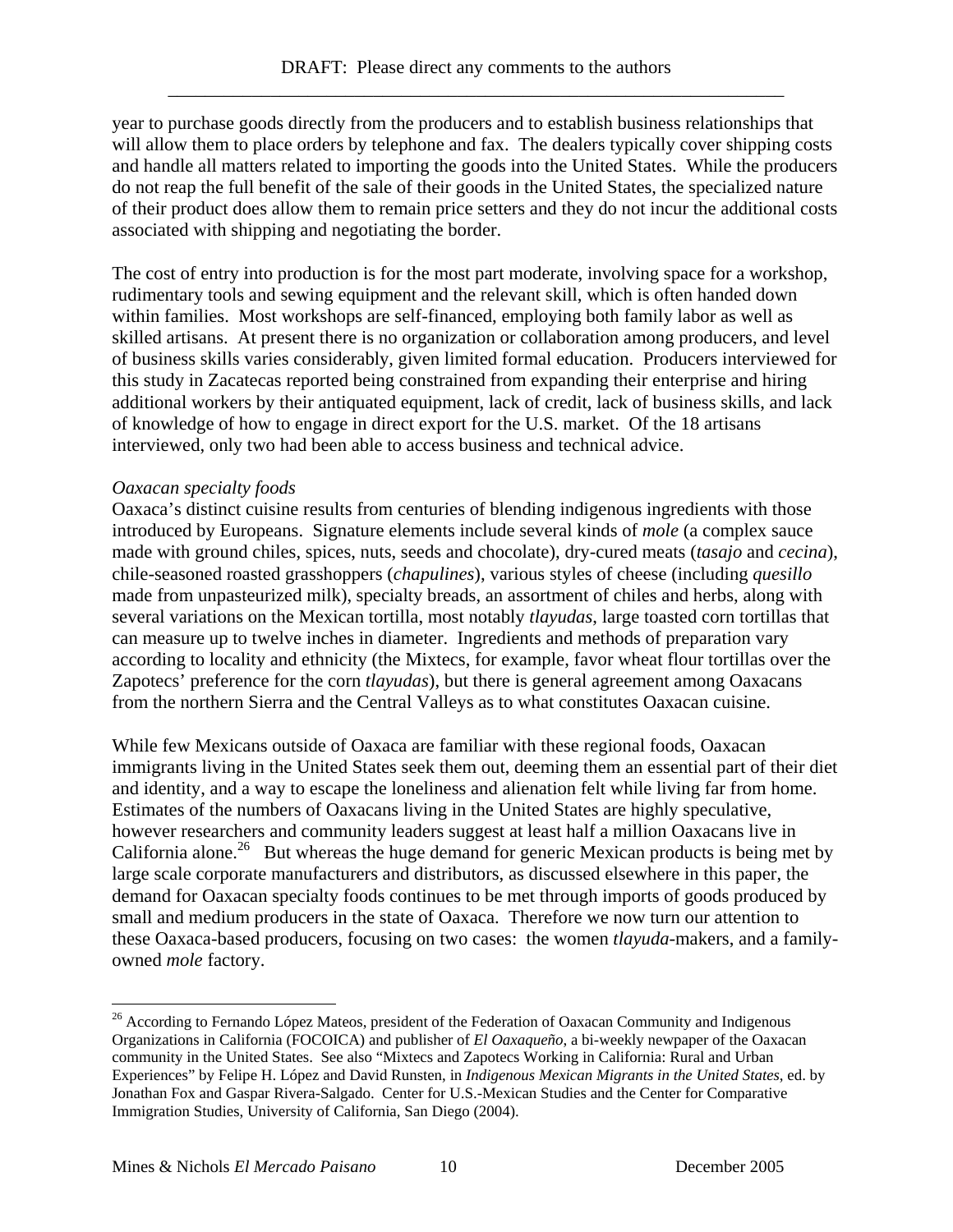year to purchase goods directly from the producers and to establish business relationships that will allow them to place orders by telephone and fax. The dealers typically cover shipping costs and handle all matters related to importing the goods into the United States. While the producers do not reap the full benefit of the sale of their goods in the United States, the specialized nature of their product does allow them to remain price setters and they do not incur the additional costs associated with shipping and negotiating the border.

The cost of entry into production is for the most part moderate, involving space for a workshop, rudimentary tools and sewing equipment and the relevant skill, which is often handed down within families. Most workshops are self-financed, employing both family labor as well as skilled artisans. At present there is no organization or collaboration among producers, and level of business skills varies considerably, given limited formal education. Producers interviewed for this study in Zacatecas reported being constrained from expanding their enterprise and hiring additional workers by their antiquated equipment, lack of credit, lack of business skills, and lack of knowledge of how to engage in direct export for the U.S. market. Of the 18 artisans interviewed, only two had been able to access business and technical advice.

*Oaxacan specialty foods*

Oaxaca's distinct cuisine results from centuries of blending indigenous ingredients with those introduced by Europeans. Signature elements include several kinds of *mole* (a complex sauce made with ground chiles, spices, nuts, seeds and chocolate), dry-cured meats (*tasajo* and *cecina*), chile-seasoned roasted grasshoppers (*chapulines*), various styles of cheese (including *quesillo* made from unpasteurized milk), specialty breads, an assortment of chiles and herbs, along with several variations on the Mexican tortilla, most notably *tlayudas*, large toasted corn tortillas that can measure up to twelve inches in diameter. Ingredients and methods of preparation vary according to locality and ethnicity (the Mixtecs, for example, favor wheat flour tortillas over the Zapotecs' preference for the corn *tlayudas*), but there is general agreement among Oaxacans from the northern Sierra and the Central Valleys as to what constitutes Oaxacan cuisine.

While few Mexicans outside of Oaxaca are familiar with these regional foods, Oaxacan immigrants living in the United States seek them out, deeming them an essential part of their diet and identity, and a way to escape the loneliness and alienation felt while living far from home. Estimates of the numbers of Oaxacans living in the United States are highly speculative, however researchers and community leaders suggest at least half a million Oaxacans live in California alone.[26] But whereas the huge demand for generic Mexican products is being met by large scale corporate manufacturers and distributors, as discussed elsewhere in this paper, the demand for Oaxacan specialty foods continues to be met through imports of goods produced by small and medium producers in the state of Oaxaca. Therefore we now turn our attention to these Oaxaca-based producers, focusing on two cases: the women *tlayuda*-makers, and a family-owned *mole* factory.

---

[26] According to Fernando López Mateos, president of the Federation of Oaxacan Community and Indigenous Organizations in California (FOCOICA) and publisher of *El Oaxaqueño*, a bi-weekly newpaper of the Oaxacan community in the United States. See also "Mixtecs and Zapotecs Working in California: Rural and Urban Experiences" by Felipe H. López and David Runsten, in *Indigenous Mexican Migrants in the United States*, ed. by Jonathan Fox and Gaspar Rivera-Salgado. Center for U.S.-Mexican Studies and the Center for Comparative Immigration Studies, University of California, San Diego (2004).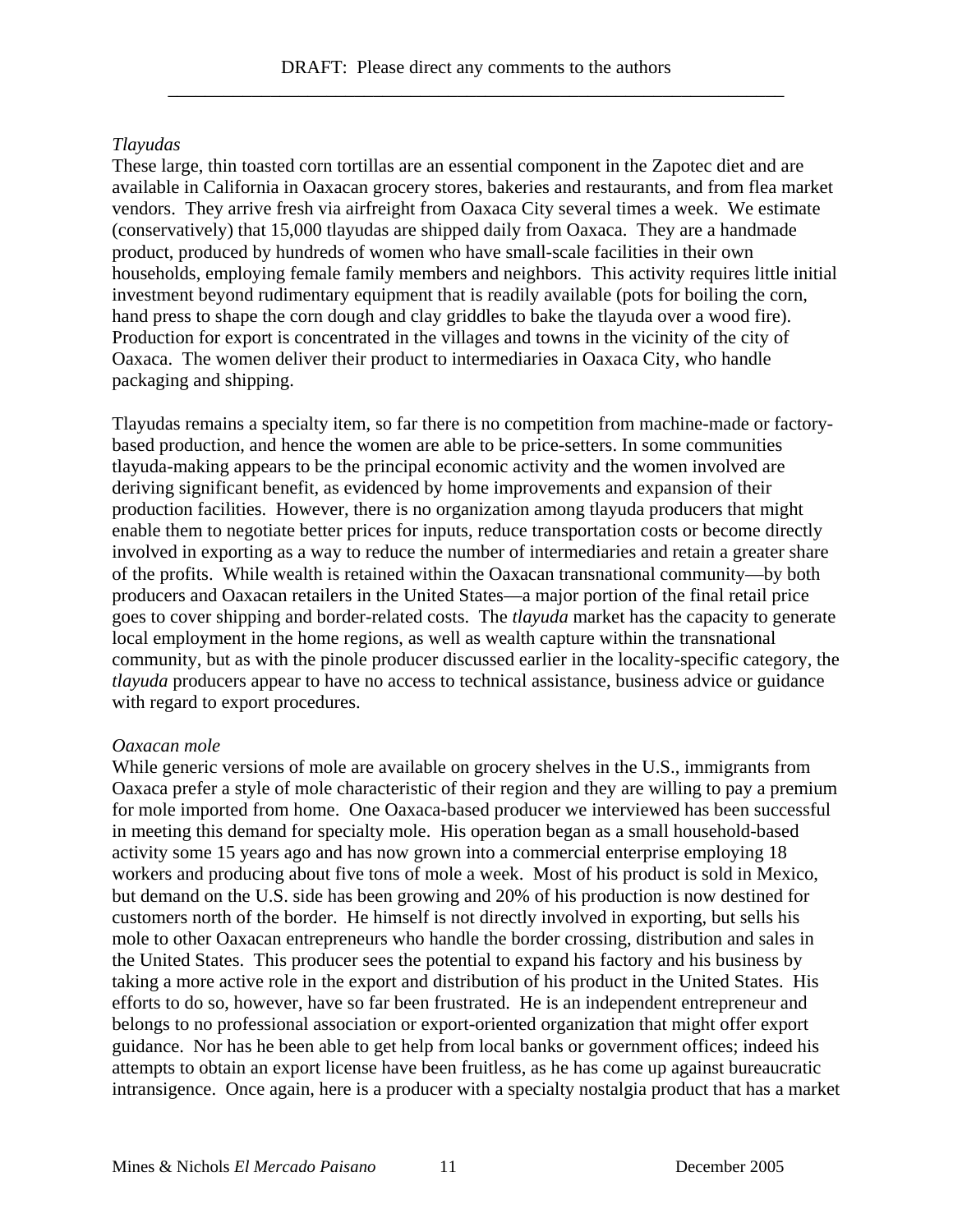*Tlayudas*

These large, thin toasted corn tortillas are an essential component in the Zapotec diet and are available in California in Oaxacan grocery stores, bakeries and restaurants, and from flea market vendors. They arrive fresh via airfreight from Oaxaca City several times a week. We estimate (conservatively) that 15,000 tlayudas are shipped daily from Oaxaca. They are a handmade product, produced by hundreds of women who have small-scale facilities in their own households, employing female family members and neighbors. This activity requires little initial investment beyond rudimentary equipment that is readily available (pots for boiling the corn, hand press to shape the corn dough and clay griddles to bake the tlayuda over a wood fire). Production for export is concentrated in the villages and towns in the vicinity of the city of Oaxaca. The women deliver their product to intermediaries in Oaxaca City, who handle packaging and shipping.

Tlayudas remains a specialty item, so far there is no competition from machine-made or factory-based production, and hence the women are able to be price-setters. In some communities tlayuda-making appears to be the principal economic activity and the women involved are deriving significant benefit, as evidenced by home improvements and expansion of their production facilities. However, there is no organization among tlayuda producers that might enable them to negotiate better prices for inputs, reduce transportation costs or become directly involved in exporting as a way to reduce the number of intermediaries and retain a greater share of the profits. While wealth is retained within the Oaxacan transnational community—by both producers and Oaxacan retailers in the United States—a major portion of the final retail price goes to cover shipping and border-related costs. The *tlayuda* market has the capacity to generate local employment in the home regions, as well as wealth capture within the transnational community, but as with the pinole producer discussed earlier in the locality-specific category, the *tlayuda* producers appear to have no access to technical assistance, business advice or guidance with regard to export procedures.

*Oaxacan mole*

While generic versions of mole are available on grocery shelves in the U.S., immigrants from Oaxaca prefer a style of mole characteristic of their region and they are willing to pay a premium for mole imported from home. One Oaxaca-based producer we interviewed has been successful in meeting this demand for specialty mole. His operation began as a small household-based activity some 15 years ago and has now grown into a commercial enterprise employing 18 workers and producing about five tons of mole a week. Most of his product is sold in Mexico, but demand on the U.S. side has been growing and 20% of his production is now destined for customers north of the border. He himself is not directly involved in exporting, but sells his mole to other Oaxacan entrepreneurs who handle the border crossing, distribution and sales in the United States. This producer sees the potential to expand his factory and his business by taking a more active role in the export and distribution of his product in the United States. His efforts to do so, however, have so far been frustrated. He is an independent entrepreneur and belongs to no professional association or export-oriented organization that might offer export guidance. Nor has he been able to get help from local banks or government offices; indeed his attempts to obtain an export license have been fruitless, as he has come up against bureaucratic intransigence. Once again, here is a producer with a specialty nostalgia product that has a market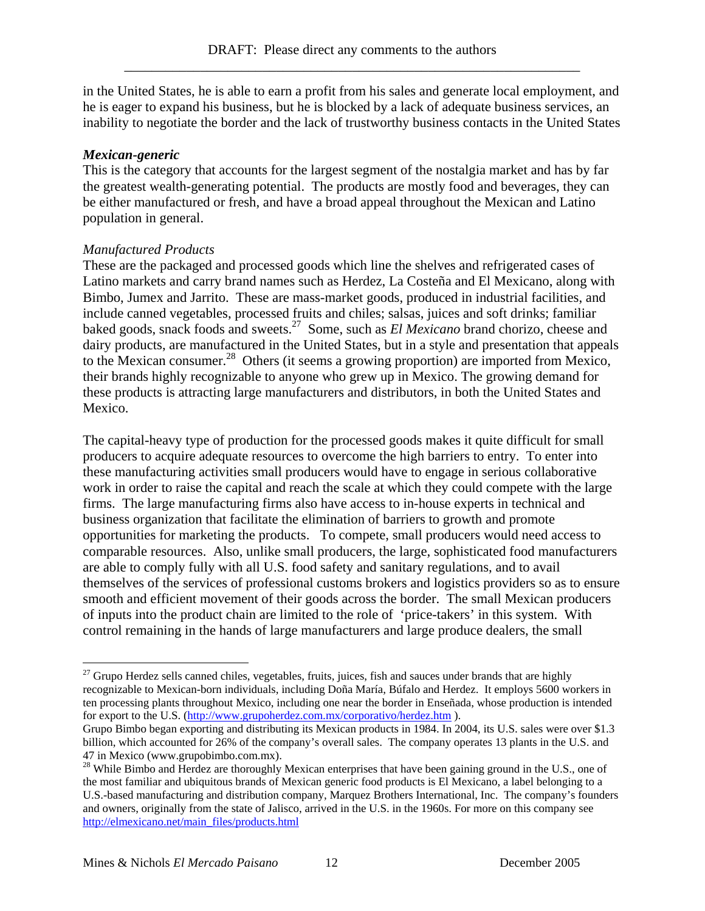in the United States, he is able to earn a profit from his sales and generate local employment, and he is eager to expand his business, but he is blocked by a lack of adequate business services, an inability to negotiate the border and the lack of trustworthy business contacts in the United States

***Mexican-generic***

This is the category that accounts for the largest segment of the nostalgia market and has by far the greatest wealth-generating potential. The products are mostly food and beverages, they can be either manufactured or fresh, and have a broad appeal throughout the Mexican and Latino population in general.

*Manufactured Products*

These are the packaged and processed goods which line the shelves and refrigerated cases of Latino markets and carry brand names such as Herdez, La Costeña and El Mexicano, along with Bimbo, Jumex and Jarrito. These are mass-market goods, produced in industrial facilities, and include canned vegetables, processed fruits and chiles; salsas, juices and soft drinks; familiar baked goods, snack foods and sweets.[27] Some, such as *El Mexicano* brand chorizo, cheese and dairy products, are manufactured in the United States, but in a style and presentation that appeals to the Mexican consumer.[28] Others (it seems a growing proportion) are imported from Mexico, their brands highly recognizable to anyone who grew up in Mexico. The growing demand for these products is attracting large manufacturers and distributors, in both the United States and Mexico.

The capital-heavy type of production for the processed goods makes it quite difficult for small producers to acquire adequate resources to overcome the high barriers to entry. To enter into these manufacturing activities small producers would have to engage in serious collaborative work in order to raise the capital and reach the scale at which they could compete with the large firms. The large manufacturing firms also have access to in-house experts in technical and business organization that facilitate the elimination of barriers to growth and promote opportunities for marketing the products. To compete, small producers would need access to comparable resources. Also, unlike small producers, the large, sophisticated food manufacturers are able to comply fully with all U.S. food safety and sanitary regulations, and to avail themselves of the services of professional customs brokers and logistics providers so as to ensure smooth and efficient movement of their goods across the border. The small Mexican producers of inputs into the product chain are limited to the role of 'price-takers' in this system. With control remaining in the hands of large manufacturers and large produce dealers, the small

---

[27] Grupo Herdez sells canned chiles, vegetables, fruits, juices, fish and sauces under brands that are highly recognizable to Mexican-born individuals, including Doña María, Búfalo and Herdez. It employs 5600 workers in ten processing plants throughout Mexico, including one near the border in Enseñada, whose production is intended for export to the U.S. (http://www.grupoherdez.com.mx/corporativo/herdez.htm ).
Grupo Bimbo began exporting and distributing its Mexican products in 1984. In 2004, its U.S. sales were over $1.3 billion, which accounted for 26% of the company's overall sales. The company operates 13 plants in the U.S. and 47 in Mexico (www.grupobimbo.com.mx).

[28] While Bimbo and Herdez are thoroughly Mexican enterprises that have been gaining ground in the U.S., one of the most familiar and ubiquitous brands of Mexican generic food products is El Mexicano, a label belonging to a U.S.-based manufacturing and distribution company, Marquez Brothers International, Inc. The company's founders and owners, originally from the state of Jalisco, arrived in the U.S. in the 1960s. For more on this company see http://elmexicano.net/main_files/products.html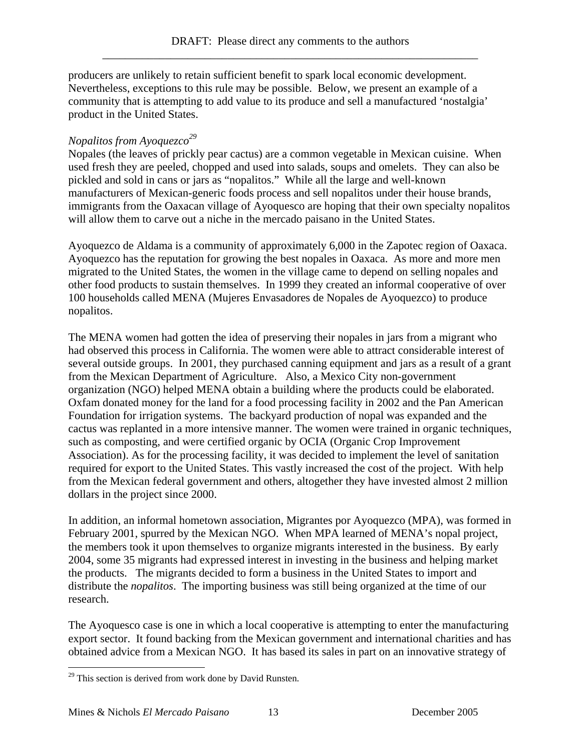producers are unlikely to retain sufficient benefit to spark local economic development. Nevertheless, exceptions to this rule may be possible. Below, we present an example of a community that is attempting to add value to its produce and sell a manufactured 'nostalgia' product in the United States.

*Nopalitos from Ayoquezco*[29]

Nopales (the leaves of prickly pear cactus) are a common vegetable in Mexican cuisine. When used fresh they are peeled, chopped and used into salads, soups and omelets. They can also be pickled and sold in cans or jars as "nopalitos." While all the large and well-known manufacturers of Mexican-generic foods process and sell nopalitos under their house brands, immigrants from the Oaxacan village of Ayoquesco are hoping that their own specialty nopalitos will allow them to carve out a niche in the mercado paisano in the United States.

Ayoquezco de Aldama is a community of approximately 6,000 in the Zapotec region of Oaxaca. Ayoquezco has the reputation for growing the best nopales in Oaxaca. As more and more men migrated to the United States, the women in the village came to depend on selling nopales and other food products to sustain themselves. In 1999 they created an informal cooperative of over 100 households called MENA (Mujeres Envasadores de Nopales de Ayoquezco) to produce nopalitos.

The MENA women had gotten the idea of preserving their nopales in jars from a migrant who had observed this process in California. The women were able to attract considerable interest of several outside groups. In 2001, they purchased canning equipment and jars as a result of a grant from the Mexican Department of Agriculture. Also, a Mexico City non-government organization (NGO) helped MENA obtain a building where the products could be elaborated. Oxfam donated money for the land for a food processing facility in 2002 and the Pan American Foundation for irrigation systems. The backyard production of nopal was expanded and the cactus was replanted in a more intensive manner. The women were trained in organic techniques, such as composting, and were certified organic by OCIA (Organic Crop Improvement Association). As for the processing facility, it was decided to implement the level of sanitation required for export to the United States. This vastly increased the cost of the project. With help from the Mexican federal government and others, altogether they have invested almost 2 million dollars in the project since 2000.

In addition, an informal hometown association, Migrantes por Ayoquezco (MPA), was formed in February 2001, spurred by the Mexican NGO. When MPA learned of MENA's nopal project, the members took it upon themselves to organize migrants interested in the business. By early 2004, some 35 migrants had expressed interest in investing in the business and helping market the products. The migrants decided to form a business in the United States to import and distribute the *nopalitos*. The importing business was still being organized at the time of our research.

The Ayoquesco case is one in which a local cooperative is attempting to enter the manufacturing export sector. It found backing from the Mexican government and international charities and has obtained advice from a Mexican NGO. It has based its sales in part on an innovative strategy of

[29] This section is derived from work done by David Runsten.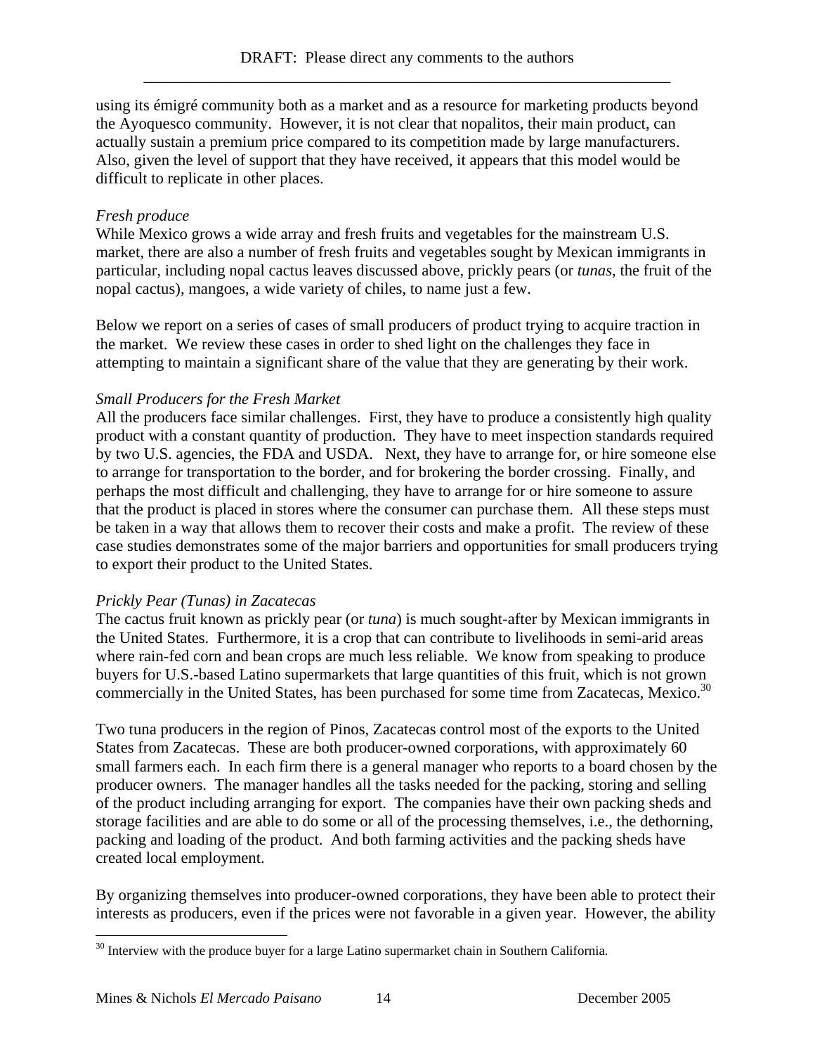using its émigré community both as a market and as a resource for marketing products beyond the Ayoquesco community. However, it is not clear that nopalitos, their main product, can actually sustain a premium price compared to its competition made by large manufacturers. Also, given the level of support that they have received, it appears that this model would be difficult to replicate in other places.

*Fresh produce*

While Mexico grows a wide array and fresh fruits and vegetables for the mainstream U.S. market, there are also a number of fresh fruits and vegetables sought by Mexican immigrants in particular, including nopal cactus leaves discussed above, prickly pears (or *tunas*, the fruit of the nopal cactus), mangoes, a wide variety of chiles, to name just a few.

Below we report on a series of cases of small producers of product trying to acquire traction in the market. We review these cases in order to shed light on the challenges they face in attempting to maintain a significant share of the value that they are generating by their work.

*Small Producers for the Fresh Market*

All the producers face similar challenges. First, they have to produce a consistently high quality product with a constant quantity of production. They have to meet inspection standards required by two U.S. agencies, the FDA and USDA. Next, they have to arrange for, or hire someone else to arrange for transportation to the border, and for brokering the border crossing. Finally, and perhaps the most difficult and challenging, they have to arrange for or hire someone to assure that the product is placed in stores where the consumer can purchase them. All these steps must be taken in a way that allows them to recover their costs and make a profit. The review of these case studies demonstrates some of the major barriers and opportunities for small producers trying to export their product to the United States.

*Prickly Pear (Tunas) in Zacatecas*

The cactus fruit known as prickly pear (or *tuna*) is much sought-after by Mexican immigrants in the United States. Furthermore, it is a crop that can contribute to livelihoods in semi-arid areas where rain-fed corn and bean crops are much less reliable. We know from speaking to produce buyers for U.S.-based Latino supermarkets that large quantities of this fruit, which is not grown commercially in the United States, has been purchased for some time from Zacatecas, Mexico.[30]

Two tuna producers in the region of Pinos, Zacatecas control most of the exports to the United States from Zacatecas. These are both producer-owned corporations, with approximately 60 small farmers each. In each firm there is a general manager who reports to a board chosen by the producer owners. The manager handles all the tasks needed for the packing, storing and selling of the product including arranging for export. The companies have their own packing sheds and storage facilities and are able to do some or all of the processing themselves, i.e., the dethorning, packing and loading of the product. And both farming activities and the packing sheds have created local employment.

By organizing themselves into producer-owned corporations, they have been able to protect their interests as producers, even if the prices were not favorable in a given year. However, the ability

[30] Interview with the produce buyer for a large Latino supermarket chain in Southern California.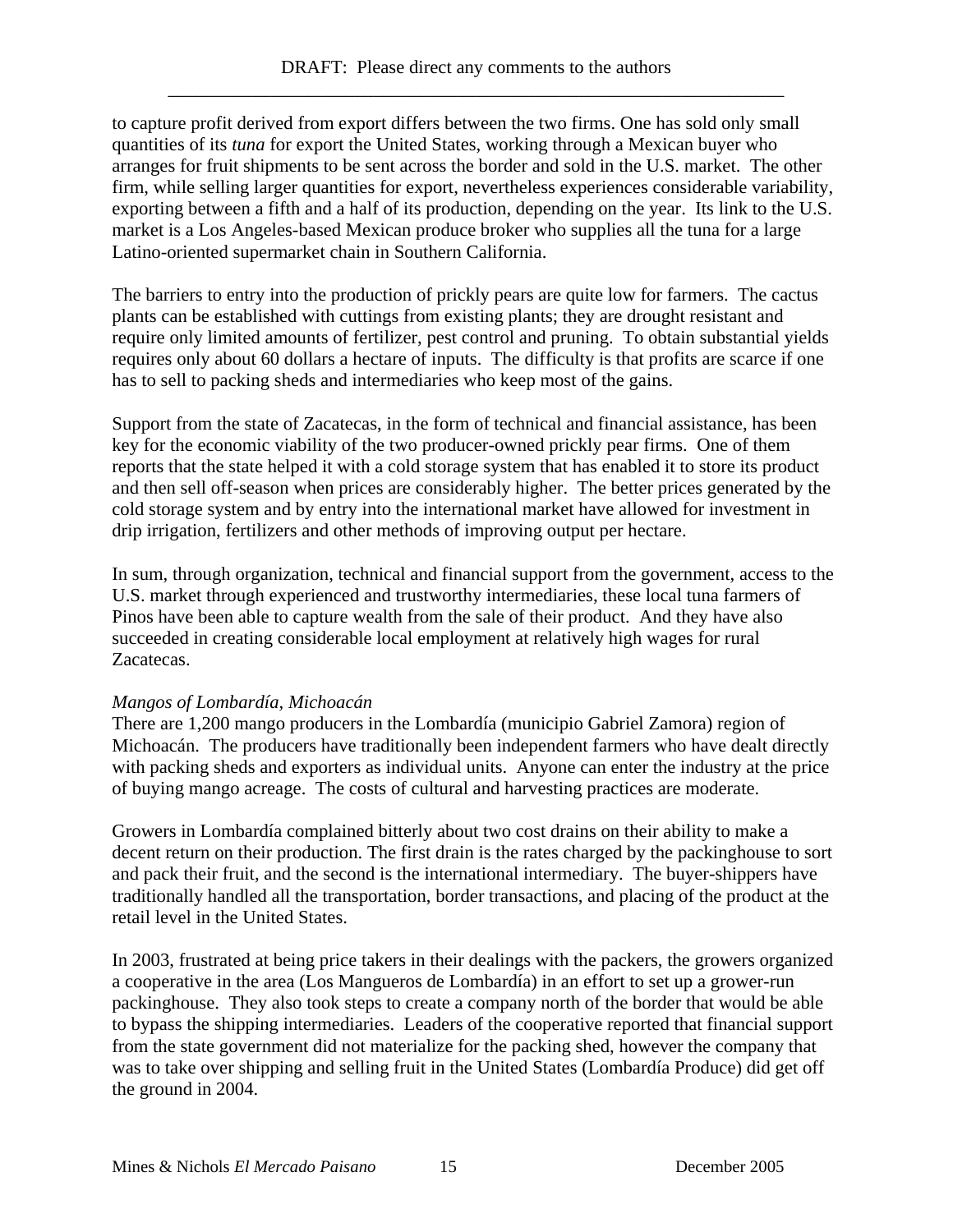to capture profit derived from export differs between the two firms. One has sold only small quantities of its *tuna* for export the United States, working through a Mexican buyer who arranges for fruit shipments to be sent across the border and sold in the U.S. market. The other firm, while selling larger quantities for export, nevertheless experiences considerable variability, exporting between a fifth and a half of its production, depending on the year. Its link to the U.S. market is a Los Angeles-based Mexican produce broker who supplies all the tuna for a large Latino-oriented supermarket chain in Southern California.

The barriers to entry into the production of prickly pears are quite low for farmers. The cactus plants can be established with cuttings from existing plants; they are drought resistant and require only limited amounts of fertilizer, pest control and pruning. To obtain substantial yields requires only about 60 dollars a hectare of inputs. The difficulty is that profits are scarce if one has to sell to packing sheds and intermediaries who keep most of the gains.

Support from the state of Zacatecas, in the form of technical and financial assistance, has been key for the economic viability of the two producer-owned prickly pear firms. One of them reports that the state helped it with a cold storage system that has enabled it to store its product and then sell off-season when prices are considerably higher. The better prices generated by the cold storage system and by entry into the international market have allowed for investment in drip irrigation, fertilizers and other methods of improving output per hectare.

In sum, through organization, technical and financial support from the government, access to the U.S. market through experienced and trustworthy intermediaries, these local tuna farmers of Pinos have been able to capture wealth from the sale of their product. And they have also succeeded in creating considerable local employment at relatively high wages for rural Zacatecas.

*Mangos of Lombardía, Michoacán*

There are 1,200 mango producers in the Lombardía (municipio Gabriel Zamora) region of Michoacán. The producers have traditionally been independent farmers who have dealt directly with packing sheds and exporters as individual units. Anyone can enter the industry at the price of buying mango acreage. The costs of cultural and harvesting practices are moderate.

Growers in Lombardía complained bitterly about two cost drains on their ability to make a decent return on their production. The first drain is the rates charged by the packinghouse to sort and pack their fruit, and the second is the international intermediary. The buyer-shippers have traditionally handled all the transportation, border transactions, and placing of the product at the retail level in the United States.

In 2003, frustrated at being price takers in their dealings with the packers, the growers organized a cooperative in the area (Los Mangueros de Lombardía) in an effort to set up a grower-run packinghouse. They also took steps to create a company north of the border that would be able to bypass the shipping intermediaries. Leaders of the cooperative reported that financial support from the state government did not materialize for the packing shed, however the company that was to take over shipping and selling fruit in the United States (Lombardía Produce) did get off the ground in 2004.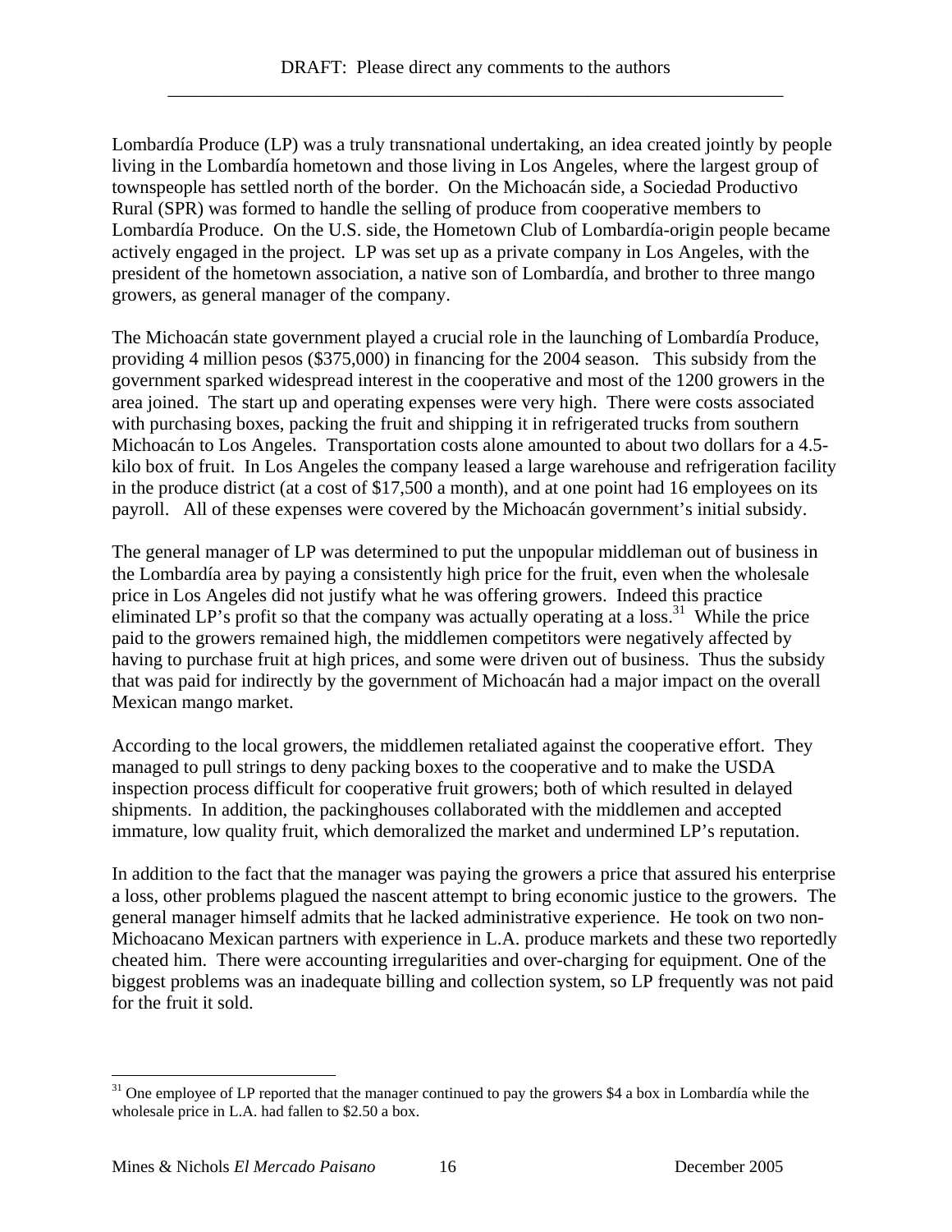Lombardía Produce (LP) was a truly transnational undertaking, an idea created jointly by people living in the Lombardía hometown and those living in Los Angeles, where the largest group of townspeople has settled north of the border. On the Michoacán side, a Sociedad Productivo Rural (SPR) was formed to handle the selling of produce from cooperative members to Lombardía Produce. On the U.S. side, the Hometown Club of Lombardía-origin people became actively engaged in the project. LP was set up as a private company in Los Angeles, with the president of the hometown association, a native son of Lombardía, and brother to three mango growers, as general manager of the company.

The Michoacán state government played a crucial role in the launching of Lombardía Produce, providing 4 million pesos ($375,000) in financing for the 2004 season. This subsidy from the government sparked widespread interest in the cooperative and most of the 1200 growers in the area joined. The start up and operating expenses were very high. There were costs associated with purchasing boxes, packing the fruit and shipping it in refrigerated trucks from southern Michoacán to Los Angeles. Transportation costs alone amounted to about two dollars for a 4.5-kilo box of fruit. In Los Angeles the company leased a large warehouse and refrigeration facility in the produce district (at a cost of $17,500 a month), and at one point had 16 employees on its payroll. All of these expenses were covered by the Michoacán government's initial subsidy.

The general manager of LP was determined to put the unpopular middleman out of business in the Lombardía area by paying a consistently high price for the fruit, even when the wholesale price in Los Angeles did not justify what he was offering growers. Indeed this practice eliminated LP's profit so that the company was actually operating at a loss.[31] While the price paid to the growers remained high, the middlemen competitors were negatively affected by having to purchase fruit at high prices, and some were driven out of business. Thus the subsidy that was paid for indirectly by the government of Michoacán had a major impact on the overall Mexican mango market.

According to the local growers, the middlemen retaliated against the cooperative effort. They managed to pull strings to deny packing boxes to the cooperative and to make the USDA inspection process difficult for cooperative fruit growers; both of which resulted in delayed shipments. In addition, the packinghouses collaborated with the middlemen and accepted immature, low quality fruit, which demoralized the market and undermined LP's reputation.

In addition to the fact that the manager was paying the growers a price that assured his enterprise a loss, other problems plagued the nascent attempt to bring economic justice to the growers. The general manager himself admits that he lacked administrative experience. He took on two non-Michoacano Mexican partners with experience in L.A. produce markets and these two reportedly cheated him. There were accounting irregularities and over-charging for equipment. One of the biggest problems was an inadequate billing and collection system, so LP frequently was not paid for the fruit it sold.

[31] One employee of LP reported that the manager continued to pay the growers $4 a box in Lombardía while the wholesale price in L.A. had fallen to $2.50 a box.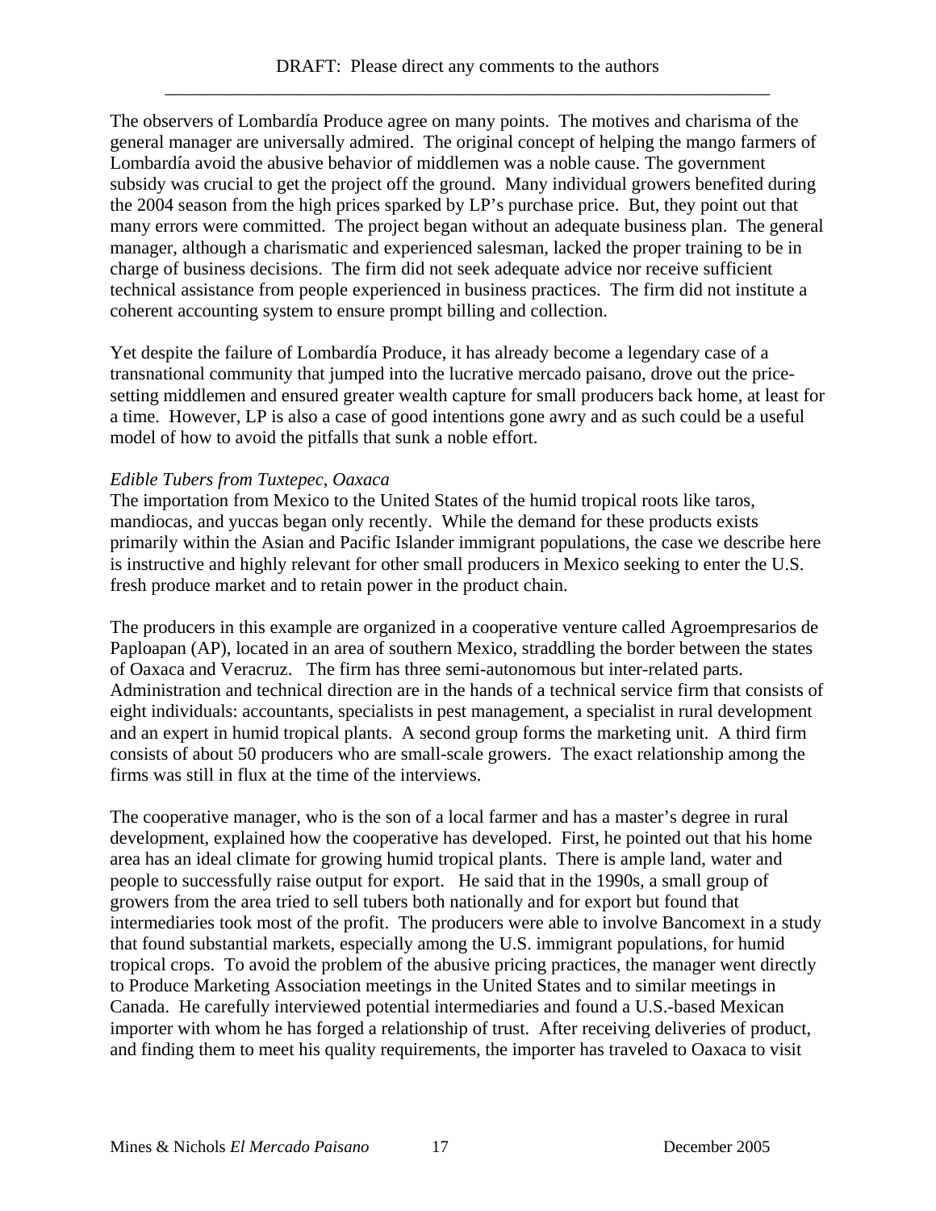The observers of Lombardía Produce agree on many points. The motives and charisma of the general manager are universally admired. The original concept of helping the mango farmers of Lombardía avoid the abusive behavior of middlemen was a noble cause. The government subsidy was crucial to get the project off the ground. Many individual growers benefited during the 2004 season from the high prices sparked by LP's purchase price. But, they point out that many errors were committed. The project began without an adequate business plan. The general manager, although a charismatic and experienced salesman, lacked the proper training to be in charge of business decisions. The firm did not seek adequate advice nor receive sufficient technical assistance from people experienced in business practices. The firm did not institute a coherent accounting system to ensure prompt billing and collection.

Yet despite the failure of Lombardía Produce, it has already become a legendary case of a transnational community that jumped into the lucrative mercado paisano, drove out the price-setting middlemen and ensured greater wealth capture for small producers back home, at least for a time. However, LP is also a case of good intentions gone awry and as such could be a useful model of how to avoid the pitfalls that sunk a noble effort.

*Edible Tubers from Tuxtepec, Oaxaca*

The importation from Mexico to the United States of the humid tropical roots like taros, mandiocas, and yuccas began only recently. While the demand for these products exists primarily within the Asian and Pacific Islander immigrant populations, the case we describe here is instructive and highly relevant for other small producers in Mexico seeking to enter the U.S. fresh produce market and to retain power in the product chain.

The producers in this example are organized in a cooperative venture called Agroempresarios de Paploapan (AP), located in an area of southern Mexico, straddling the border between the states of Oaxaca and Veracruz. The firm has three semi-autonomous but inter-related parts. Administration and technical direction are in the hands of a technical service firm that consists of eight individuals: accountants, specialists in pest management, a specialist in rural development and an expert in humid tropical plants. A second group forms the marketing unit. A third firm consists of about 50 producers who are small-scale growers. The exact relationship among the firms was still in flux at the time of the interviews.

The cooperative manager, who is the son of a local farmer and has a master's degree in rural development, explained how the cooperative has developed. First, he pointed out that his home area has an ideal climate for growing humid tropical plants. There is ample land, water and people to successfully raise output for export. He said that in the 1990s, a small group of growers from the area tried to sell tubers both nationally and for export but found that intermediaries took most of the profit. The producers were able to involve Bancomext in a study that found substantial markets, especially among the U.S. immigrant populations, for humid tropical crops. To avoid the problem of the abusive pricing practices, the manager went directly to Produce Marketing Association meetings in the United States and to similar meetings in Canada. He carefully interviewed potential intermediaries and found a U.S.-based Mexican importer with whom he has forged a relationship of trust. After receiving deliveries of product, and finding them to meet his quality requirements, the importer has traveled to Oaxaca to visit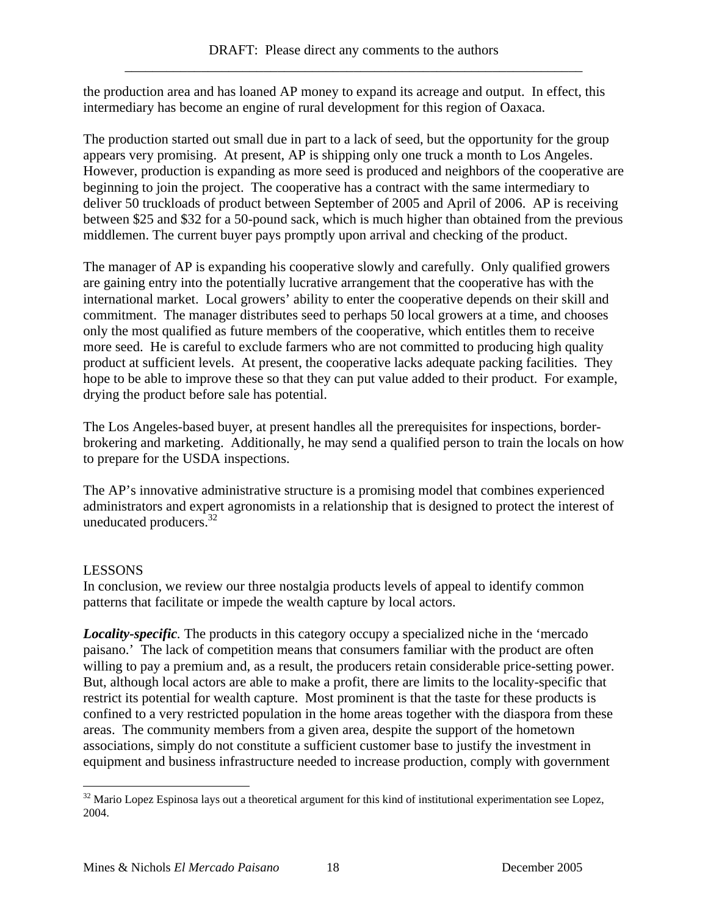the production area and has loaned AP money to expand its acreage and output. In effect, this intermediary has become an engine of rural development for this region of Oaxaca.

The production started out small due in part to a lack of seed, but the opportunity for the group appears very promising. At present, AP is shipping only one truck a month to Los Angeles. However, production is expanding as more seed is produced and neighbors of the cooperative are beginning to join the project. The cooperative has a contract with the same intermediary to deliver 50 truckloads of product between September of 2005 and April of 2006. AP is receiving between \$25 and \$32 for a 50-pound sack, which is much higher than obtained from the previous middlemen. The current buyer pays promptly upon arrival and checking of the product.

The manager of AP is expanding his cooperative slowly and carefully. Only qualified growers are gaining entry into the potentially lucrative arrangement that the cooperative has with the international market. Local growers' ability to enter the cooperative depends on their skill and commitment. The manager distributes seed to perhaps 50 local growers at a time, and chooses only the most qualified as future members of the cooperative, which entitles them to receive more seed. He is careful to exclude farmers who are not committed to producing high quality product at sufficient levels. At present, the cooperative lacks adequate packing facilities. They hope to be able to improve these so that they can put value added to their product. For example, drying the product before sale has potential.

The Los Angeles-based buyer, at present handles all the prerequisites for inspections, border-brokering and marketing. Additionally, he may send a qualified person to train the locals on how to prepare for the USDA inspections.

The AP's innovative administrative structure is a promising model that combines experienced administrators and expert agronomists in a relationship that is designed to protect the interest of uneducated producers.[32]

## LESSONS

In conclusion, we review our three nostalgia products levels of appeal to identify common patterns that facilitate or impede the wealth capture by local actors.

***Locality-specific***. The products in this category occupy a specialized niche in the 'mercado paisano.' The lack of competition means that consumers familiar with the product are often willing to pay a premium and, as a result, the producers retain considerable price-setting power. But, although local actors are able to make a profit, there are limits to the locality-specific that restrict its potential for wealth capture. Most prominent is that the taste for these products is confined to a very restricted population in the home areas together with the diaspora from these areas. The community members from a given area, despite the support of the hometown associations, simply do not constitute a sufficient customer base to justify the investment in equipment and business infrastructure needed to increase production, comply with government

---

[32] Mario Lopez Espinosa lays out a theoretical argument for this kind of institutional experimentation see Lopez, 2004.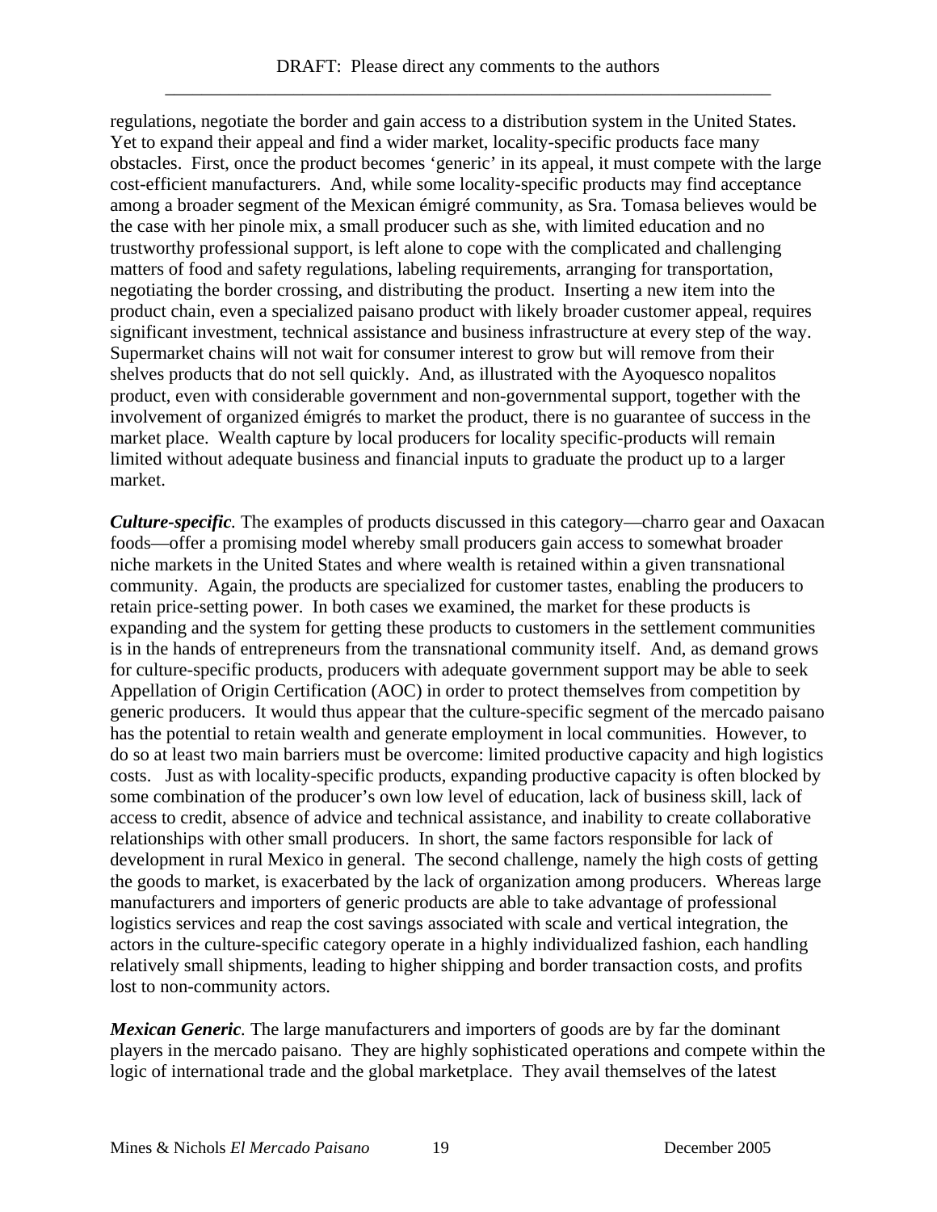regulations, negotiate the border and gain access to a distribution system in the United States. Yet to expand their appeal and find a wider market, locality-specific products face many obstacles. First, once the product becomes 'generic' in its appeal, it must compete with the large cost-efficient manufacturers. And, while some locality-specific products may find acceptance among a broader segment of the Mexican émigré community, as Sra. Tomasa believes would be the case with her pinole mix, a small producer such as she, with limited education and no trustworthy professional support, is left alone to cope with the complicated and challenging matters of food and safety regulations, labeling requirements, arranging for transportation, negotiating the border crossing, and distributing the product. Inserting a new item into the product chain, even a specialized paisano product with likely broader customer appeal, requires significant investment, technical assistance and business infrastructure at every step of the way. Supermarket chains will not wait for consumer interest to grow but will remove from their shelves products that do not sell quickly. And, as illustrated with the Ayoquesco nopalitos product, even with considerable government and non-governmental support, together with the involvement of organized émigrés to market the product, there is no guarantee of success in the market place. Wealth capture by local producers for locality specific-products will remain limited without adequate business and financial inputs to graduate the product up to a larger market.

***Culture-specific***. The examples of products discussed in this category—charro gear and Oaxacan foods—offer a promising model whereby small producers gain access to somewhat broader niche markets in the United States and where wealth is retained within a given transnational community. Again, the products are specialized for customer tastes, enabling the producers to retain price-setting power. In both cases we examined, the market for these products is expanding and the system for getting these products to customers in the settlement communities is in the hands of entrepreneurs from the transnational community itself. And, as demand grows for culture-specific products, producers with adequate government support may be able to seek Appellation of Origin Certification (AOC) in order to protect themselves from competition by generic producers. It would thus appear that the culture-specific segment of the mercado paisano has the potential to retain wealth and generate employment in local communities. However, to do so at least two main barriers must be overcome: limited productive capacity and high logistics costs. Just as with locality-specific products, expanding productive capacity is often blocked by some combination of the producer's own low level of education, lack of business skill, lack of access to credit, absence of advice and technical assistance, and inability to create collaborative relationships with other small producers. In short, the same factors responsible for lack of development in rural Mexico in general. The second challenge, namely the high costs of getting the goods to market, is exacerbated by the lack of organization among producers. Whereas large manufacturers and importers of generic products are able to take advantage of professional logistics services and reap the cost savings associated with scale and vertical integration, the actors in the culture-specific category operate in a highly individualized fashion, each handling relatively small shipments, leading to higher shipping and border transaction costs, and profits lost to non-community actors.

***Mexican Generic***. The large manufacturers and importers of goods are by far the dominant players in the mercado paisano. They are highly sophisticated operations and compete within the logic of international trade and the global marketplace. They avail themselves of the latest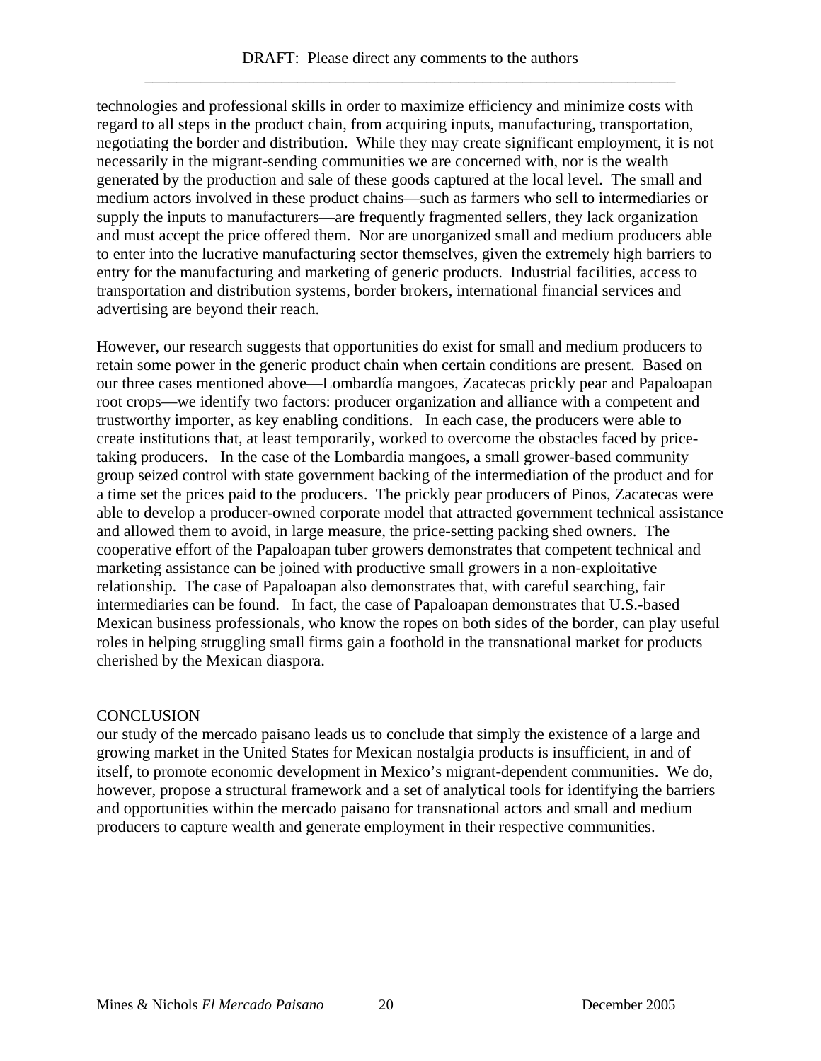technologies and professional skills in order to maximize efficiency and minimize costs with regard to all steps in the product chain, from acquiring inputs, manufacturing, transportation, negotiating the border and distribution. While they may create significant employment, it is not necessarily in the migrant-sending communities we are concerned with, nor is the wealth generated by the production and sale of these goods captured at the local level. The small and medium actors involved in these product chains—such as farmers who sell to intermediaries or supply the inputs to manufacturers—are frequently fragmented sellers, they lack organization and must accept the price offered them. Nor are unorganized small and medium producers able to enter into the lucrative manufacturing sector themselves, given the extremely high barriers to entry for the manufacturing and marketing of generic products. Industrial facilities, access to transportation and distribution systems, border brokers, international financial services and advertising are beyond their reach.

However, our research suggests that opportunities do exist for small and medium producers to retain some power in the generic product chain when certain conditions are present. Based on our three cases mentioned above—Lombardía mangoes, Zacatecas prickly pear and Papaloapan root crops—we identify two factors: producer organization and alliance with a competent and trustworthy importer, as key enabling conditions. In each case, the producers were able to create institutions that, at least temporarily, worked to overcome the obstacles faced by price-taking producers. In the case of the Lombardia mangoes, a small grower-based community group seized control with state government backing of the intermediation of the product and for a time set the prices paid to the producers. The prickly pear producers of Pinos, Zacatecas were able to develop a producer-owned corporate model that attracted government technical assistance and allowed them to avoid, in large measure, the price-setting packing shed owners. The cooperative effort of the Papaloapan tuber growers demonstrates that competent technical and marketing assistance can be joined with productive small growers in a non-exploitative relationship. The case of Papaloapan also demonstrates that, with careful searching, fair intermediaries can be found. In fact, the case of Papaloapan demonstrates that U.S.-based Mexican business professionals, who know the ropes on both sides of the border, can play useful roles in helping struggling small firms gain a foothold in the transnational market for products cherished by the Mexican diaspora.

## CONCLUSION

our study of the mercado paisano leads us to conclude that simply the existence of a large and growing market in the United States for Mexican nostalgia products is insufficient, in and of itself, to promote economic development in Mexico's migrant-dependent communities. We do, however, propose a structural framework and a set of analytical tools for identifying the barriers and opportunities within the mercado paisano for transnational actors and small and medium producers to capture wealth and generate employment in their respective communities.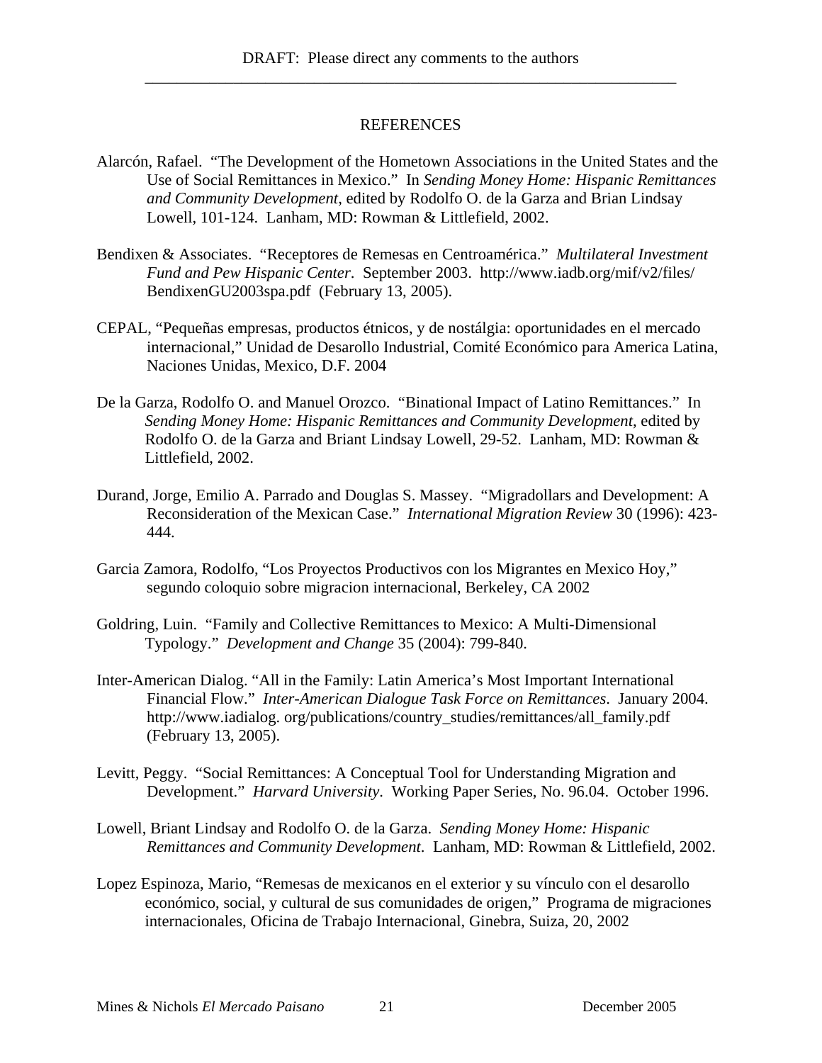## REFERENCES

Alarcón, Rafael. "The Development of the Hometown Associations in the United States and the Use of Social Remittances in Mexico." In *Sending Money Home: Hispanic Remittances and Community Development*, edited by Rodolfo O. de la Garza and Brian Lindsay Lowell, 101-124. Lanham, MD: Rowman & Littlefield, 2002.

Bendixen & Associates. "Receptores de Remesas en Centroamérica." *Multilateral Investment Fund and Pew Hispanic Center*. September 2003. http://www.iadb.org/mif/v2/files/BendixenGU2003spa.pdf (February 13, 2005).

CEPAL, "Pequeñas empresas, productos étnicos, y de nostálgia: oportunidades en el mercado internacional," Unidad de Desarollo Industrial, Comité Económico para America Latina, Naciones Unidas, Mexico, D.F. 2004

De la Garza, Rodolfo O. and Manuel Orozco. "Binational Impact of Latino Remittances." In *Sending Money Home: Hispanic Remittances and Community Development*, edited by Rodolfo O. de la Garza and Briant Lindsay Lowell, 29-52. Lanham, MD: Rowman & Littlefield, 2002.

Durand, Jorge, Emilio A. Parrado and Douglas S. Massey. "Migradollars and Development: A Reconsideration of the Mexican Case." *International Migration Review* 30 (1996): 423-444.

Garcia Zamora, Rodolfo, "Los Proyectos Productivos con los Migrantes en Mexico Hoy," segundo coloquio sobre migracion internacional, Berkeley, CA 2002

Goldring, Luin. "Family and Collective Remittances to Mexico: A Multi-Dimensional Typology." *Development and Change* 35 (2004): 799-840.

Inter-American Dialog. "All in the Family: Latin America's Most Important International Financial Flow." *Inter-American Dialogue Task Force on Remittances*. January 2004. http://www.iadialog. org/publications/country_studies/remittances/all_family.pdf (February 13, 2005).

Levitt, Peggy. "Social Remittances: A Conceptual Tool for Understanding Migration and Development." *Harvard University*. Working Paper Series, No. 96.04. October 1996.

Lowell, Briant Lindsay and Rodolfo O. de la Garza. *Sending Money Home: Hispanic Remittances and Community Development*. Lanham, MD: Rowman & Littlefield, 2002.

Lopez Espinoza, Mario, "Remesas de mexicanos en el exterior y su vínculo con el desarollo económico, social, y cultural de sus comunidades de origen," Programa de migraciones internacionales, Oficina de Trabajo Internacional, Ginebra, Suiza, 20, 2002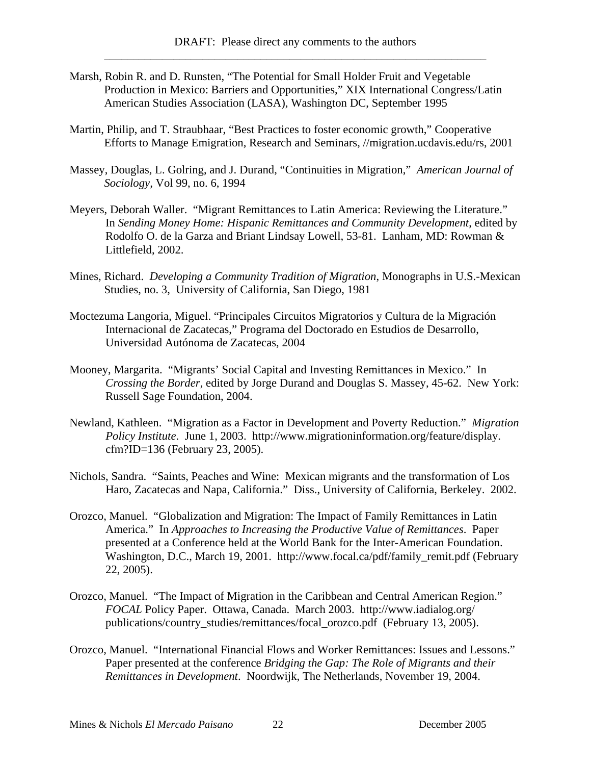Marsh, Robin R. and D. Runsten, "The Potential for Small Holder Fruit and Vegetable Production in Mexico: Barriers and Opportunities," XIX International Congress/Latin American Studies Association (LASA), Washington DC, September 1995

Martin, Philip, and T. Straubhaar, "Best Practices to foster economic growth," Cooperative Efforts to Manage Emigration, Research and Seminars, //migration.ucdavis.edu/rs, 2001

Massey, Douglas, L. Golring, and J. Durand, "Continuities in Migration," *American Journal of Sociology*, Vol 99, no. 6, 1994

Meyers, Deborah Waller. "Migrant Remittances to Latin America: Reviewing the Literature." In *Sending Money Home: Hispanic Remittances and Community Development*, edited by Rodolfo O. de la Garza and Briant Lindsay Lowell, 53-81. Lanham, MD: Rowman & Littlefield, 2002.

Mines, Richard. *Developing a Community Tradition of Migration*, Monographs in U.S.-Mexican Studies, no. 3, University of California, San Diego, 1981

Moctezuma Langoria, Miguel. "Principales Circuitos Migratorios y Cultura de la Migración Internacional de Zacatecas," Programa del Doctorado en Estudios de Desarrollo, Universidad Autónoma de Zacatecas, 2004

Mooney, Margarita. "Migrants' Social Capital and Investing Remittances in Mexico." In *Crossing the Border*, edited by Jorge Durand and Douglas S. Massey, 45-62. New York: Russell Sage Foundation, 2004.

Newland, Kathleen. "Migration as a Factor in Development and Poverty Reduction." *Migration Policy Institute*. June 1, 2003. http://www.migrationinformation.org/feature/display.cfm?ID=136 (February 23, 2005).

Nichols, Sandra. "Saints, Peaches and Wine: Mexican migrants and the transformation of Los Haro, Zacatecas and Napa, California." Diss., University of California, Berkeley. 2002.

Orozco, Manuel. "Globalization and Migration: The Impact of Family Remittances in Latin America." In *Approaches to Increasing the Productive Value of Remittances*. Paper presented at a Conference held at the World Bank for the Inter-American Foundation. Washington, D.C., March 19, 2001. http://www.focal.ca/pdf/family_remit.pdf (February 22, 2005).

Orozco, Manuel. "The Impact of Migration in the Caribbean and Central American Region." *FOCAL* Policy Paper. Ottawa, Canada. March 2003. http://www.iadialog.org/publications/country_studies/remittances/focal_orozco.pdf (February 13, 2005).

Orozco, Manuel. "International Financial Flows and Worker Remittances: Issues and Lessons." Paper presented at the conference *Bridging the Gap: The Role of Migrants and their Remittances in Development*. Noordwijk, The Netherlands, November 19, 2004.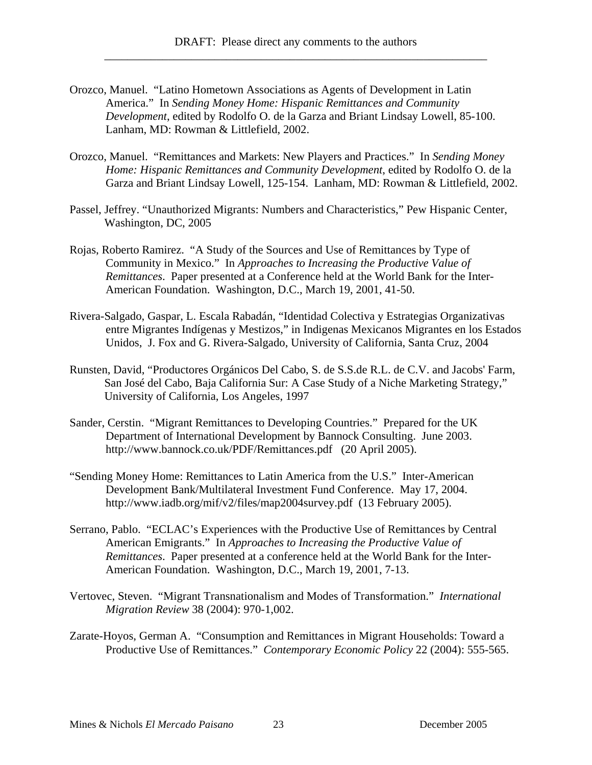Orozco, Manuel. "Latino Hometown Associations as Agents of Development in Latin America." In *Sending Money Home: Hispanic Remittances and Community Development*, edited by Rodolfo O. de la Garza and Briant Lindsay Lowell, 85-100. Lanham, MD: Rowman & Littlefield, 2002.

Orozco, Manuel. "Remittances and Markets: New Players and Practices." In *Sending Money Home: Hispanic Remittances and Community Development*, edited by Rodolfo O. de la Garza and Briant Lindsay Lowell, 125-154. Lanham, MD: Rowman & Littlefield, 2002.

Passel, Jeffrey. "Unauthorized Migrants: Numbers and Characteristics," Pew Hispanic Center, Washington, DC, 2005

Rojas, Roberto Ramirez. "A Study of the Sources and Use of Remittances by Type of Community in Mexico." In *Approaches to Increasing the Productive Value of Remittances*. Paper presented at a Conference held at the World Bank for the Inter-American Foundation. Washington, D.C., March 19, 2001, 41-50.

Rivera-Salgado, Gaspar, L. Escala Rabadán, "Identidad Colectiva y Estrategias Organizativas entre Migrantes Indígenas y Mestizos," in Indigenas Mexicanos Migrantes en los Estados Unidos, J. Fox and G. Rivera-Salgado, University of California, Santa Cruz, 2004

Runsten, David, "Productores Orgánicos Del Cabo, S. de S.S.de R.L. de C.V. and Jacobs' Farm, San José del Cabo, Baja California Sur: A Case Study of a Niche Marketing Strategy," University of California, Los Angeles, 1997

Sander, Cerstin. "Migrant Remittances to Developing Countries." Prepared for the UK Department of International Development by Bannock Consulting. June 2003. http://www.bannock.co.uk/PDF/Remittances.pdf (20 April 2005).

"Sending Money Home: Remittances to Latin America from the U.S." Inter-American Development Bank/Multilateral Investment Fund Conference. May 17, 2004. http://www.iadb.org/mif/v2/files/map2004survey.pdf (13 February 2005).

Serrano, Pablo. "ECLAC's Experiences with the Productive Use of Remittances by Central American Emigrants." In *Approaches to Increasing the Productive Value of Remittances*. Paper presented at a conference held at the World Bank for the Inter-American Foundation. Washington, D.C., March 19, 2001, 7-13.

Vertovec, Steven. "Migrant Transnationalism and Modes of Transformation." *International Migration Review* 38 (2004): 970-1,002.

Zarate-Hoyos, German A. "Consumption and Remittances in Migrant Households: Toward a Productive Use of Remittances." *Contemporary Economic Policy* 22 (2004): 555-565.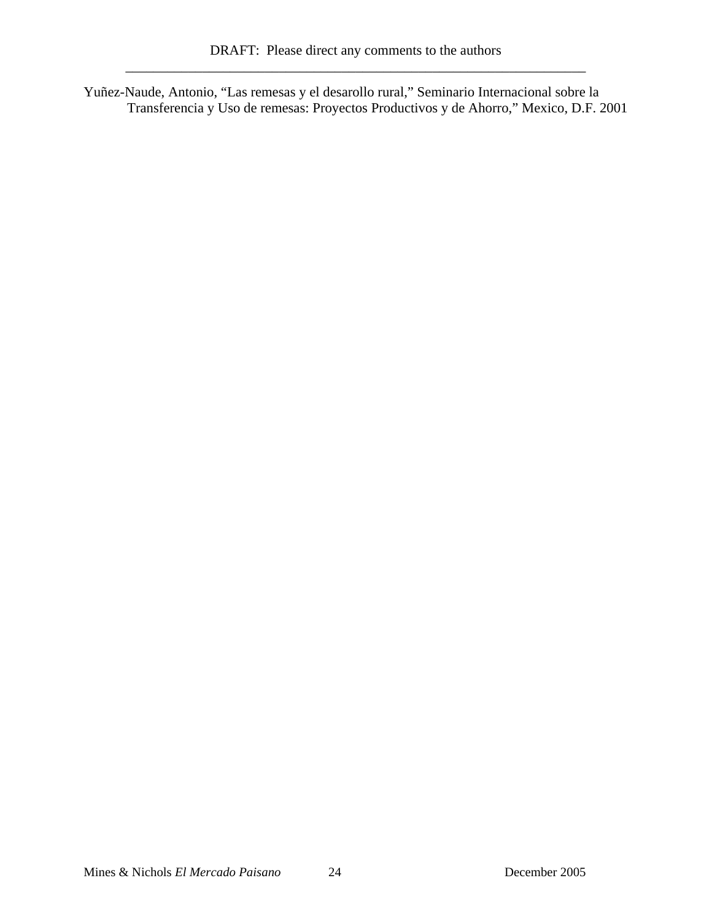Yuñez-Naude, Antonio, “Las remesas y el desarollo rural,” Seminario Internacional sobre la Transferencia y Uso de remesas: Proyectos Productivos y de Ahorro,” Mexico, D.F. 2001